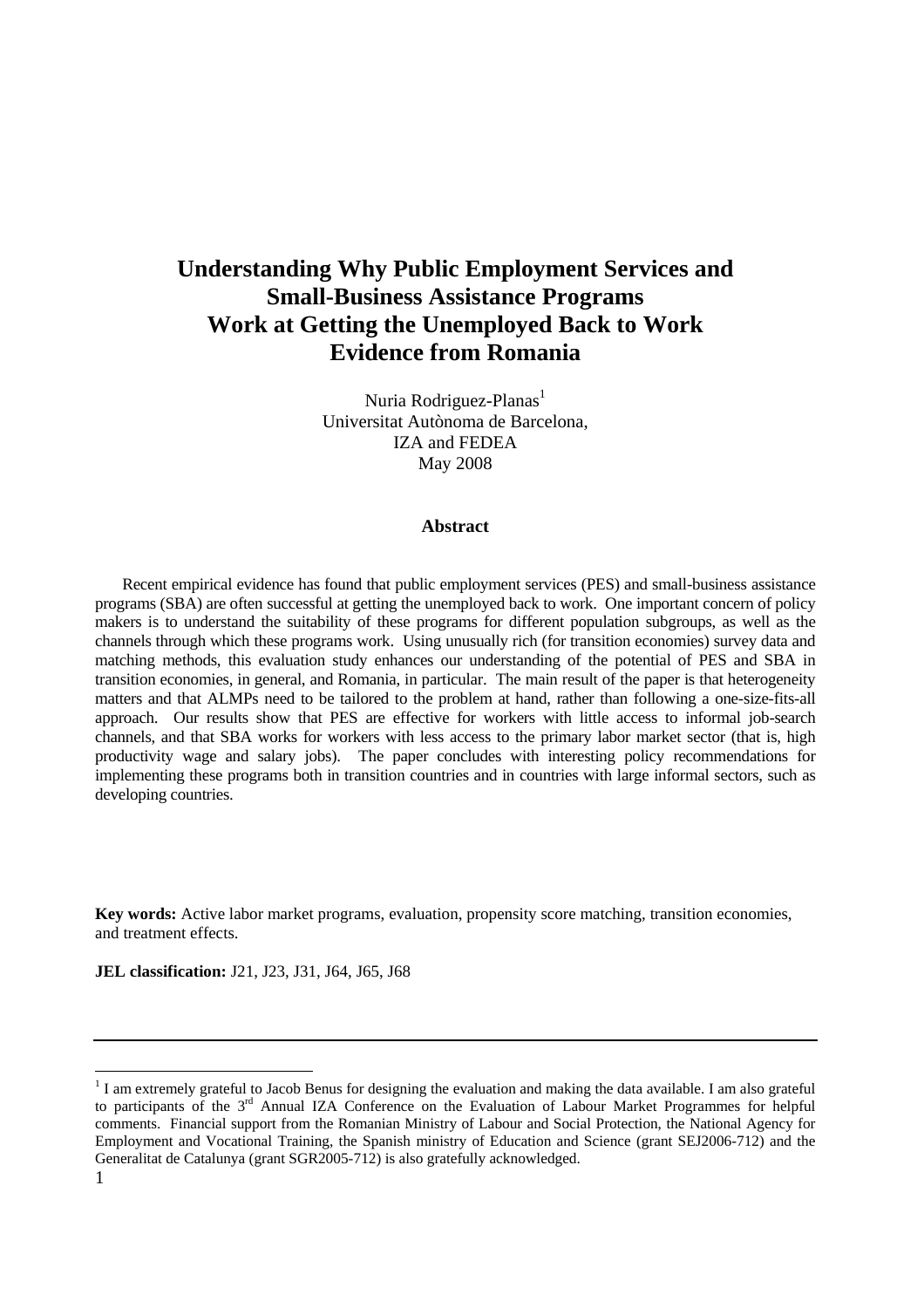# Understanding Why Public Employment Services and Small-Business Assistance Programs Work at Getting the Unemployed Back to Work Evidence from Romania

Nuria Rodriguez-Planas[1]
Universitat Autònoma de Barcelona,
IZA and FEDEA
May 2008

### Abstract

Recent empirical evidence has found that public employment services (PES) and small-business assistance programs (SBA) are often successful at getting the unemployed back to work. One important concern of policy makers is to understand the suitability of these programs for different population subgroups, as well as the channels through which these programs work. Using unusually rich (for transition economies) survey data and matching methods, this evaluation study enhances our understanding of the potential of PES and SBA in transition economies, in general, and Romania, in particular. The main result of the paper is that heterogeneity matters and that ALMPs need to be tailored to the problem at hand, rather than following a one-size-fits-all approach. Our results show that PES are effective for workers with little access to informal job-search channels, and that SBA works for workers with less access to the primary labor market sector (that is, high productivity wage and salary jobs). The paper concludes with interesting policy recommendations for implementing these programs both in transition countries and in countries with large informal sectors, such as developing countries.

**Key words:** Active labor market programs, evaluation, propensity score matching, transition economies, and treatment effects.

**JEL classification:** J21, J23, J31, J64, J65, J68

---

[1] I am extremely grateful to Jacob Benus for designing the evaluation and making the data available. I am also grateful to participants of the 3rd Annual IZA Conference on the Evaluation of Labour Market Programmes for helpful comments. Financial support from the Romanian Ministry of Labour and Social Protection, the National Agency for Employment and Vocational Training, the Spanish ministry of Education and Science (grant SEJ2006-712) and the Generalitat de Catalunya (grant SGR2005-712) is also gratefully acknowledged.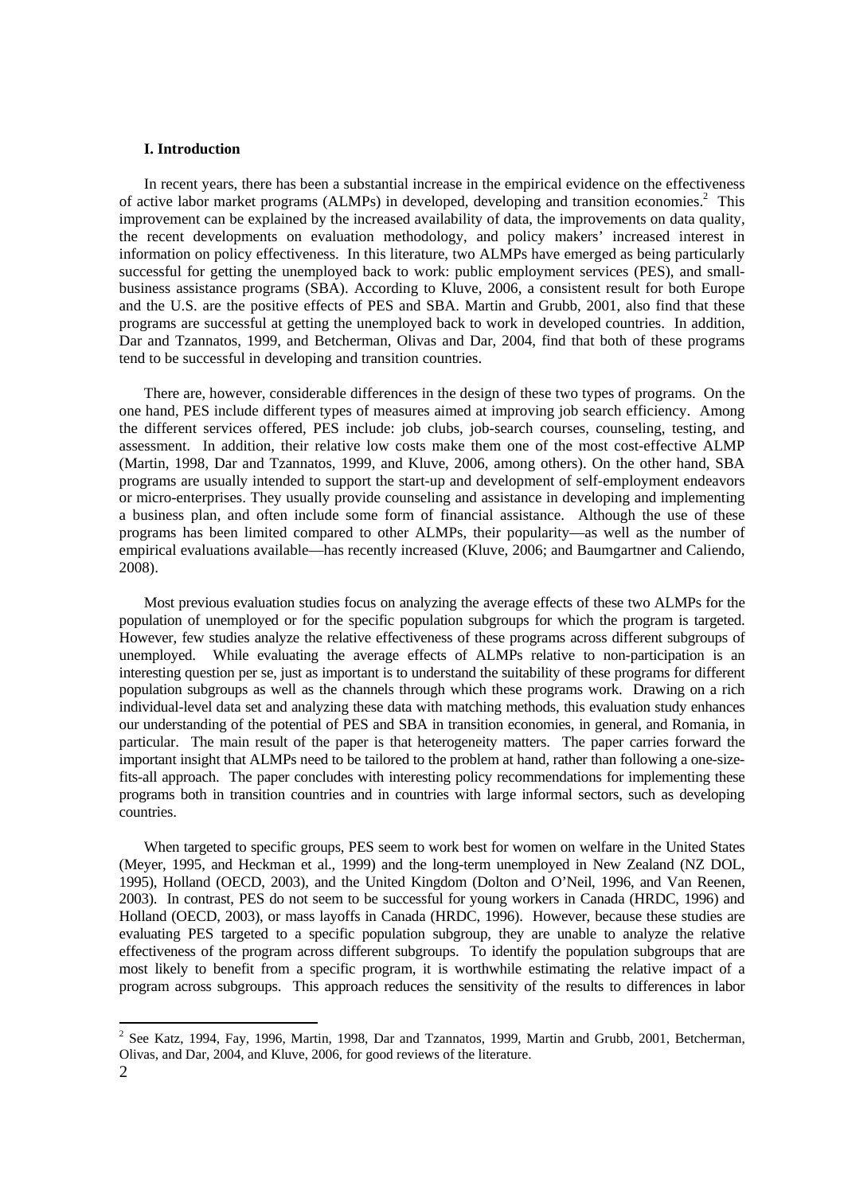### I. Introduction

In recent years, there has been a substantial increase in the empirical evidence on the effectiveness of active labor market programs (ALMPs) in developed, developing and transition economies.[2] This improvement can be explained by the increased availability of data, the improvements on data quality, the recent developments on evaluation methodology, and policy makers' increased interest in information on policy effectiveness. In this literature, two ALMPs have emerged as being particularly successful for getting the unemployed back to work: public employment services (PES), and small-business assistance programs (SBA). According to Kluve, 2006, a consistent result for both Europe and the U.S. are the positive effects of PES and SBA. Martin and Grubb, 2001, also find that these programs are successful at getting the unemployed back to work in developed countries. In addition, Dar and Tzannatos, 1999, and Betcherman, Olivas and Dar, 2004, find that both of these programs tend to be successful in developing and transition countries.

There are, however, considerable differences in the design of these two types of programs. On the one hand, PES include different types of measures aimed at improving job search efficiency. Among the different services offered, PES include: job clubs, job-search courses, counseling, testing, and assessment. In addition, their relative low costs make them one of the most cost-effective ALMP (Martin, 1998, Dar and Tzannatos, 1999, and Kluve, 2006, among others). On the other hand, SBA programs are usually intended to support the start-up and development of self-employment endeavors or micro-enterprises. They usually provide counseling and assistance in developing and implementing a business plan, and often include some form of financial assistance. Although the use of these programs has been limited compared to other ALMPs, their popularity—as well as the number of empirical evaluations available—has recently increased (Kluve, 2006; and Baumgartner and Caliendo, 2008).

Most previous evaluation studies focus on analyzing the average effects of these two ALMPs for the population of unemployed or for the specific population subgroups for which the program is targeted. However, few studies analyze the relative effectiveness of these programs across different subgroups of unemployed. While evaluating the average effects of ALMPs relative to non-participation is an interesting question per se, just as important is to understand the suitability of these programs for different population subgroups as well as the channels through which these programs work. Drawing on a rich individual-level data set and analyzing these data with matching methods, this evaluation study enhances our understanding of the potential of PES and SBA in transition economies, in general, and Romania, in particular. The main result of the paper is that heterogeneity matters. The paper carries forward the important insight that ALMPs need to be tailored to the problem at hand, rather than following a one-size-fits-all approach. The paper concludes with interesting policy recommendations for implementing these programs both in transition countries and in countries with large informal sectors, such as developing countries.

When targeted to specific groups, PES seem to work best for women on welfare in the United States (Meyer, 1995, and Heckman et al., 1999) and the long-term unemployed in New Zealand (NZ DOL, 1995), Holland (OECD, 2003), and the United Kingdom (Dolton and O'Neil, 1996, and Van Reenen, 2003). In contrast, PES do not seem to be successful for young workers in Canada (HRDC, 1996) and Holland (OECD, 2003), or mass layoffs in Canada (HRDC, 1996). However, because these studies are evaluating PES targeted to a specific population subgroup, they are unable to analyze the relative effectiveness of the program across different subgroups. To identify the population subgroups that are most likely to benefit from a specific program, it is worthwhile estimating the relative impact of a program across subgroups. This approach reduces the sensitivity of the results to differences in labor

[2] See Katz, 1994, Fay, 1996, Martin, 1998, Dar and Tzannatos, 1999, Martin and Grubb, 2001, Betcherman, Olivas, and Dar, 2004, and Kluve, 2006, for good reviews of the literature.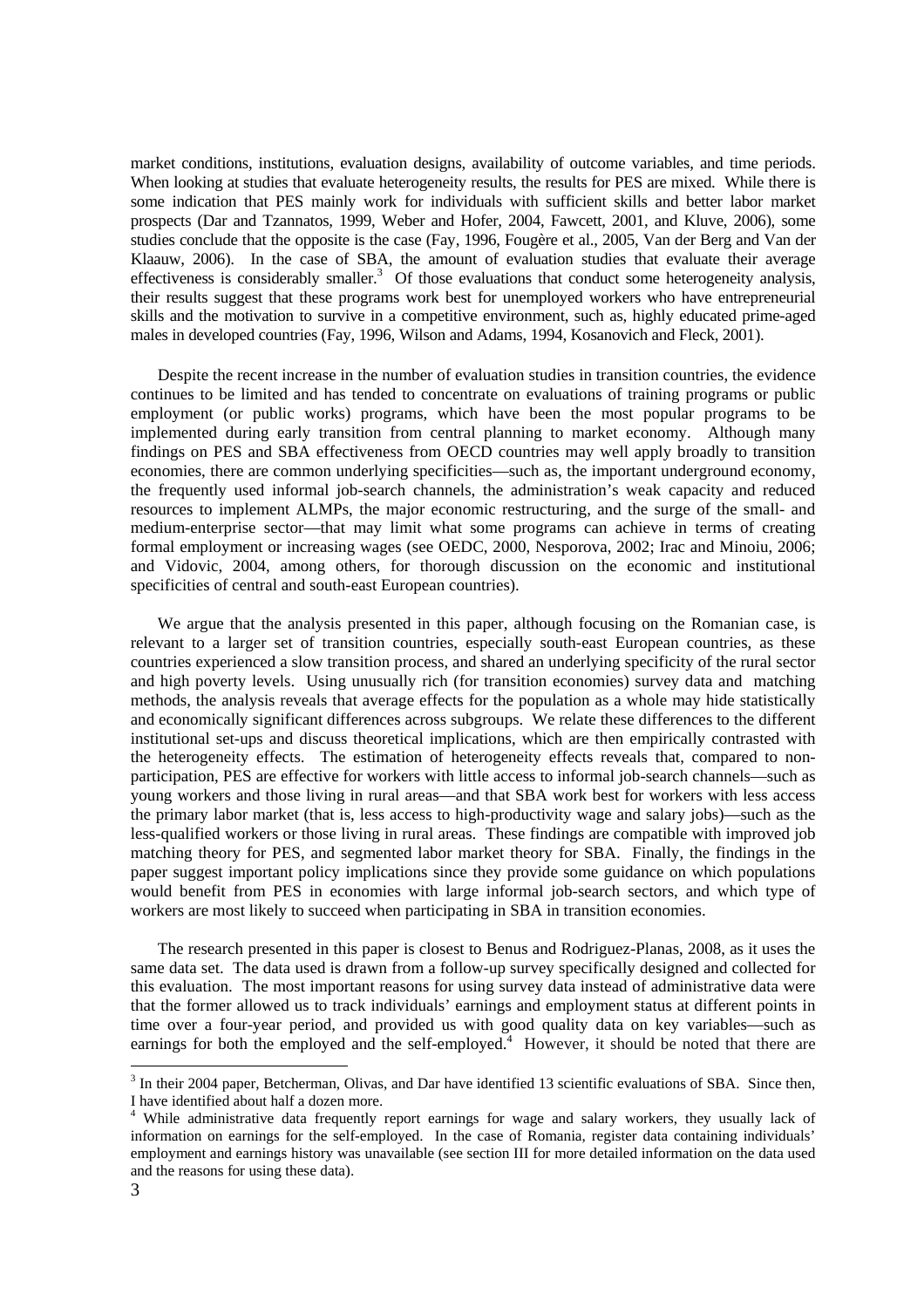market conditions, institutions, evaluation designs, availability of outcome variables, and time periods. When looking at studies that evaluate heterogeneity results, the results for PES are mixed. While there is some indication that PES mainly work for individuals with sufficient skills and better labor market prospects (Dar and Tzannatos, 1999, Weber and Hofer, 2004, Fawcett, 2001, and Kluve, 2006), some studies conclude that the opposite is the case (Fay, 1996, Fougère et al., 2005, Van der Berg and Van der Klaauw, 2006). In the case of SBA, the amount of evaluation studies that evaluate their average effectiveness is considerably smaller.[3] Of those evaluations that conduct some heterogeneity analysis, their results suggest that these programs work best for unemployed workers who have entrepreneurial skills and the motivation to survive in a competitive environment, such as, highly educated prime-aged males in developed countries (Fay, 1996, Wilson and Adams, 1994, Kosanovich and Fleck, 2001).

Despite the recent increase in the number of evaluation studies in transition countries, the evidence continues to be limited and has tended to concentrate on evaluations of training programs or public employment (or public works) programs, which have been the most popular programs to be implemented during early transition from central planning to market economy. Although many findings on PES and SBA effectiveness from OECD countries may well apply broadly to transition economies, there are common underlying specificities—such as, the important underground economy, the frequently used informal job-search channels, the administration's weak capacity and reduced resources to implement ALMPs, the major economic restructuring, and the surge of the small- and medium-enterprise sector—that may limit what some programs can achieve in terms of creating formal employment or increasing wages (see OEDC, 2000, Nesporova, 2002; Irac and Minoiu, 2006; and Vidovic, 2004, among others, for thorough discussion on the economic and institutional specificities of central and south-east European countries).

We argue that the analysis presented in this paper, although focusing on the Romanian case, is relevant to a larger set of transition countries, especially south-east European countries, as these countries experienced a slow transition process, and shared an underlying specificity of the rural sector and high poverty levels. Using unusually rich (for transition economies) survey data and matching methods, the analysis reveals that average effects for the population as a whole may hide statistically and economically significant differences across subgroups. We relate these differences to the different institutional set-ups and discuss theoretical implications, which are then empirically contrasted with the heterogeneity effects. The estimation of heterogeneity effects reveals that, compared to non-participation, PES are effective for workers with little access to informal job-search channels—such as young workers and those living in rural areas—and that SBA work best for workers with less access the primary labor market (that is, less access to high-productivity wage and salary jobs)—such as the less-qualified workers or those living in rural areas. These findings are compatible with improved job matching theory for PES, and segmented labor market theory for SBA. Finally, the findings in the paper suggest important policy implications since they provide some guidance on which populations would benefit from PES in economies with large informal job-search sectors, and which type of workers are most likely to succeed when participating in SBA in transition economies.

The research presented in this paper is closest to Benus and Rodriguez-Planas, 2008, as it uses the same data set. The data used is drawn from a follow-up survey specifically designed and collected for this evaluation. The most important reasons for using survey data instead of administrative data were that the former allowed us to track individuals' earnings and employment status at different points in time over a four-year period, and provided us with good quality data on key variables—such as earnings for both the employed and the self-employed.[4] However, it should be noted that there are

---

[3] In their 2004 paper, Betcherman, Olivas, and Dar have identified 13 scientific evaluations of SBA. Since then, I have identified about half a dozen more.

[4] While administrative data frequently report earnings for wage and salary workers, they usually lack of information on earnings for the self-employed. In the case of Romania, register data containing individuals' employment and earnings history was unavailable (see section III for more detailed information on the data used and the reasons for using these data).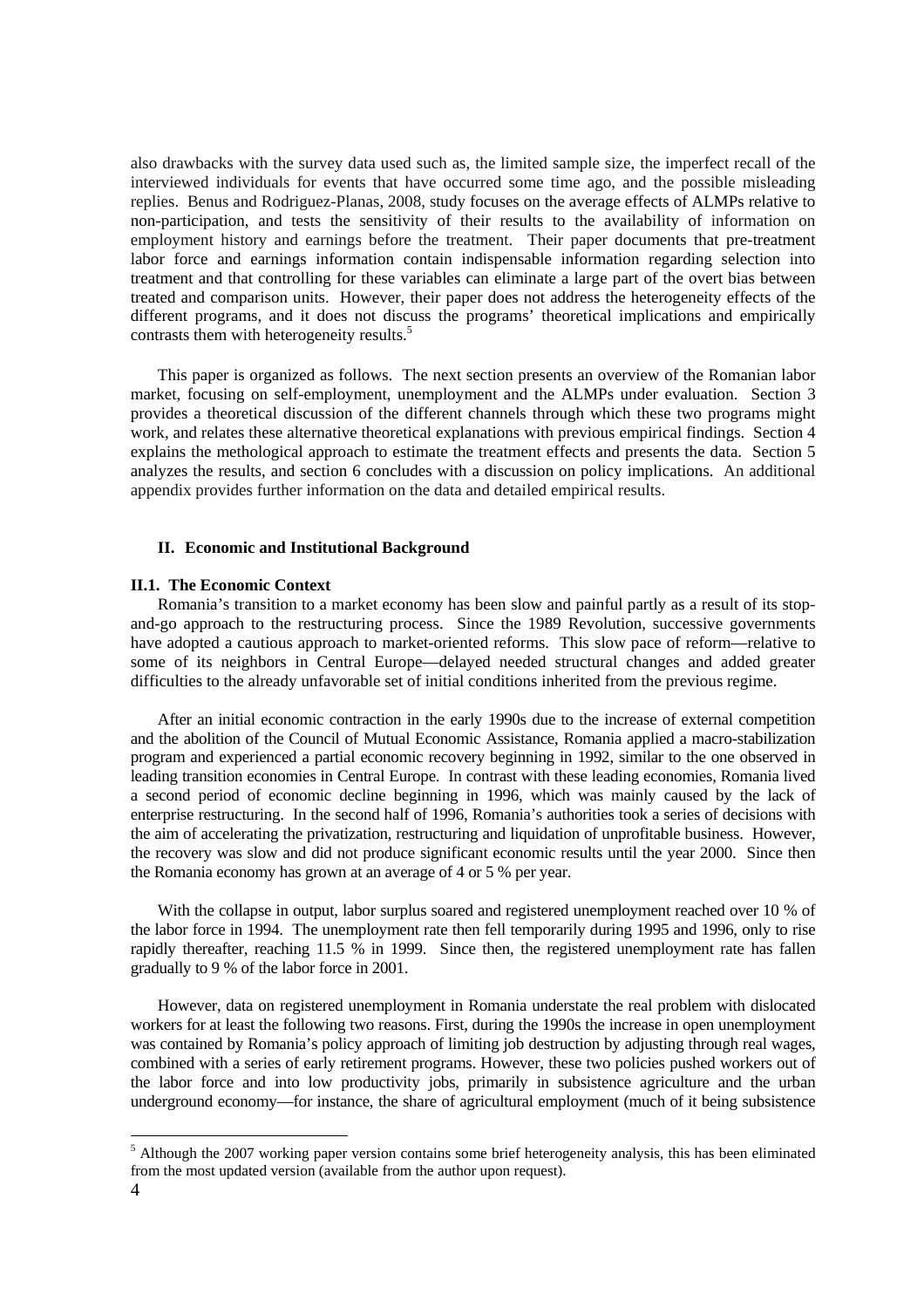also drawbacks with the survey data used such as, the limited sample size, the imperfect recall of the interviewed individuals for events that have occurred some time ago, and the possible misleading replies. Benus and Rodriguez-Planas, 2008, study focuses on the average effects of ALMPs relative to non-participation, and tests the sensitivity of their results to the availability of information on employment history and earnings before the treatment. Their paper documents that pre-treatment labor force and earnings information contain indispensable information regarding selection into treatment and that controlling for these variables can eliminate a large part of the overt bias between treated and comparison units. However, their paper does not address the heterogeneity effects of the different programs, and it does not discuss the programs' theoretical implications and empirically contrasts them with heterogeneity results.[5]

This paper is organized as follows. The next section presents an overview of the Romanian labor market, focusing on self-employment, unemployment and the ALMPs under evaluation. Section 3 provides a theoretical discussion of the different channels through which these two programs might work, and relates these alternative theoretical explanations with previous empirical findings. Section 4 explains the methological approach to estimate the treatment effects and presents the data. Section 5 analyzes the results, and section 6 concludes with a discussion on policy implications. An additional appendix provides further information on the data and detailed empirical results.

## II. Economic and Institutional Background

### II.1. The Economic Context

Romania's transition to a market economy has been slow and painful partly as a result of its stop-and-go approach to the restructuring process. Since the 1989 Revolution, successive governments have adopted a cautious approach to market-oriented reforms. This slow pace of reform—relative to some of its neighbors in Central Europe—delayed needed structural changes and added greater difficulties to the already unfavorable set of initial conditions inherited from the previous regime.

After an initial economic contraction in the early 1990s due to the increase of external competition and the abolition of the Council of Mutual Economic Assistance, Romania applied a macro-stabilization program and experienced a partial economic recovery beginning in 1992, similar to the one observed in leading transition economies in Central Europe. In contrast with these leading economies, Romania lived a second period of economic decline beginning in 1996, which was mainly caused by the lack of enterprise restructuring. In the second half of 1996, Romania's authorities took a series of decisions with the aim of accelerating the privatization, restructuring and liquidation of unprofitable business. However, the recovery was slow and did not produce significant economic results until the year 2000. Since then the Romania economy has grown at an average of 4 or 5 % per year.

With the collapse in output, labor surplus soared and registered unemployment reached over 10 % of the labor force in 1994. The unemployment rate then fell temporarily during 1995 and 1996, only to rise rapidly thereafter, reaching 11.5 % in 1999. Since then, the registered unemployment rate has fallen gradually to 9 % of the labor force in 2001.

However, data on registered unemployment in Romania understate the real problem with dislocated workers for at least the following two reasons. First, during the 1990s the increase in open unemployment was contained by Romania's policy approach of limiting job destruction by adjusting through real wages, combined with a series of early retirement programs. However, these two policies pushed workers out of the labor force and into low productivity jobs, primarily in subsistence agriculture and the urban underground economy—for instance, the share of agricultural employment (much of it being subsistence

[5] Although the 2007 working paper version contains some brief heterogeneity analysis, this has been eliminated from the most updated version (available from the author upon request).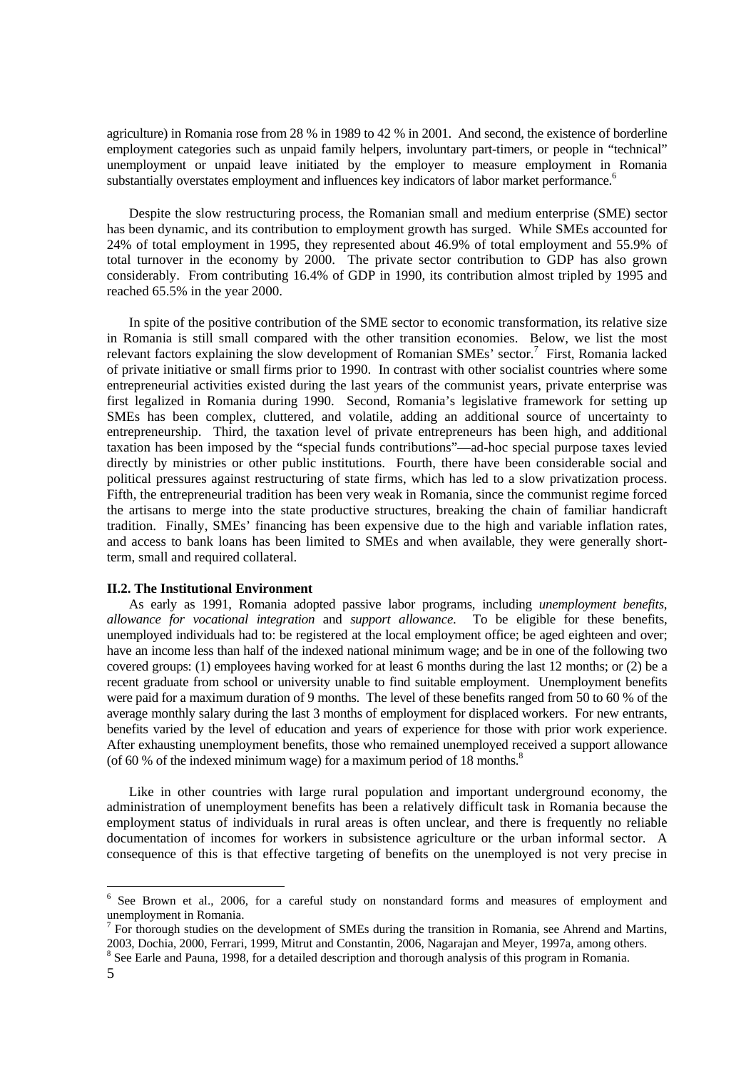agriculture) in Romania rose from 28 % in 1989 to 42 % in 2001. And second, the existence of borderline employment categories such as unpaid family helpers, involuntary part-timers, or people in "technical" unemployment or unpaid leave initiated by the employer to measure employment in Romania substantially overstates employment and influences key indicators of labor market performance.[6]

Despite the slow restructuring process, the Romanian small and medium enterprise (SME) sector has been dynamic, and its contribution to employment growth has surged. While SMEs accounted for 24% of total employment in 1995, they represented about 46.9% of total employment and 55.9% of total turnover in the economy by 2000. The private sector contribution to GDP has also grown considerably. From contributing 16.4% of GDP in 1990, its contribution almost tripled by 1995 and reached 65.5% in the year 2000.

In spite of the positive contribution of the SME sector to economic transformation, its relative size in Romania is still small compared with the other transition economies. Below, we list the most relevant factors explaining the slow development of Romanian SMEs' sector.[7] First, Romania lacked of private initiative or small firms prior to 1990. In contrast with other socialist countries where some entrepreneurial activities existed during the last years of the communist years, private enterprise was first legalized in Romania during 1990. Second, Romania's legislative framework for setting up SMEs has been complex, cluttered, and volatile, adding an additional source of uncertainty to entrepreneurship. Third, the taxation level of private entrepreneurs has been high, and additional taxation has been imposed by the "special funds contributions"—ad-hoc special purpose taxes levied directly by ministries or other public institutions. Fourth, there have been considerable social and political pressures against restructuring of state firms, which has led to a slow privatization process. Fifth, the entrepreneurial tradition has been very weak in Romania, since the communist regime forced the artisans to merge into the state productive structures, breaking the chain of familiar handicraft tradition. Finally, SMEs' financing has been expensive due to the high and variable inflation rates, and access to bank loans has been limited to SMEs and when available, they were generally short-term, small and required collateral.

### II.2. The Institutional Environment

As early as 1991, Romania adopted passive labor programs, including *unemployment benefits*, *allowance for vocational integration* and *support allowance*. To be eligible for these benefits, unemployed individuals had to: be registered at the local employment office; be aged eighteen and over; have an income less than half of the indexed national minimum wage; and be in one of the following two covered groups: (1) employees having worked for at least 6 months during the last 12 months; or (2) be a recent graduate from school or university unable to find suitable employment. Unemployment benefits were paid for a maximum duration of 9 months. The level of these benefits ranged from 50 to 60 % of the average monthly salary during the last 3 months of employment for displaced workers. For new entrants, benefits varied by the level of education and years of experience for those with prior work experience. After exhausting unemployment benefits, those who remained unemployed received a support allowance (of 60 % of the indexed minimum wage) for a maximum period of 18 months.[8]

Like in other countries with large rural population and important underground economy, the administration of unemployment benefits has been a relatively difficult task in Romania because the employment status of individuals in rural areas is often unclear, and there is frequently no reliable documentation of incomes for workers in subsistence agriculture or the urban informal sector. A consequence of this is that effective targeting of benefits on the unemployed is not very precise in

---

[6] See Brown et al., 2006, for a careful study on nonstandard forms and measures of employment and unemployment in Romania.

[7] For thorough studies on the development of SMEs during the transition in Romania, see Ahrend and Martins, 2003, Dochia, 2000, Ferrari, 1999, Mitrut and Constantin, 2006, Nagarajan and Meyer, 1997a, among others.

[8] See Earle and Pauna, 1998, for a detailed description and thorough analysis of this program in Romania.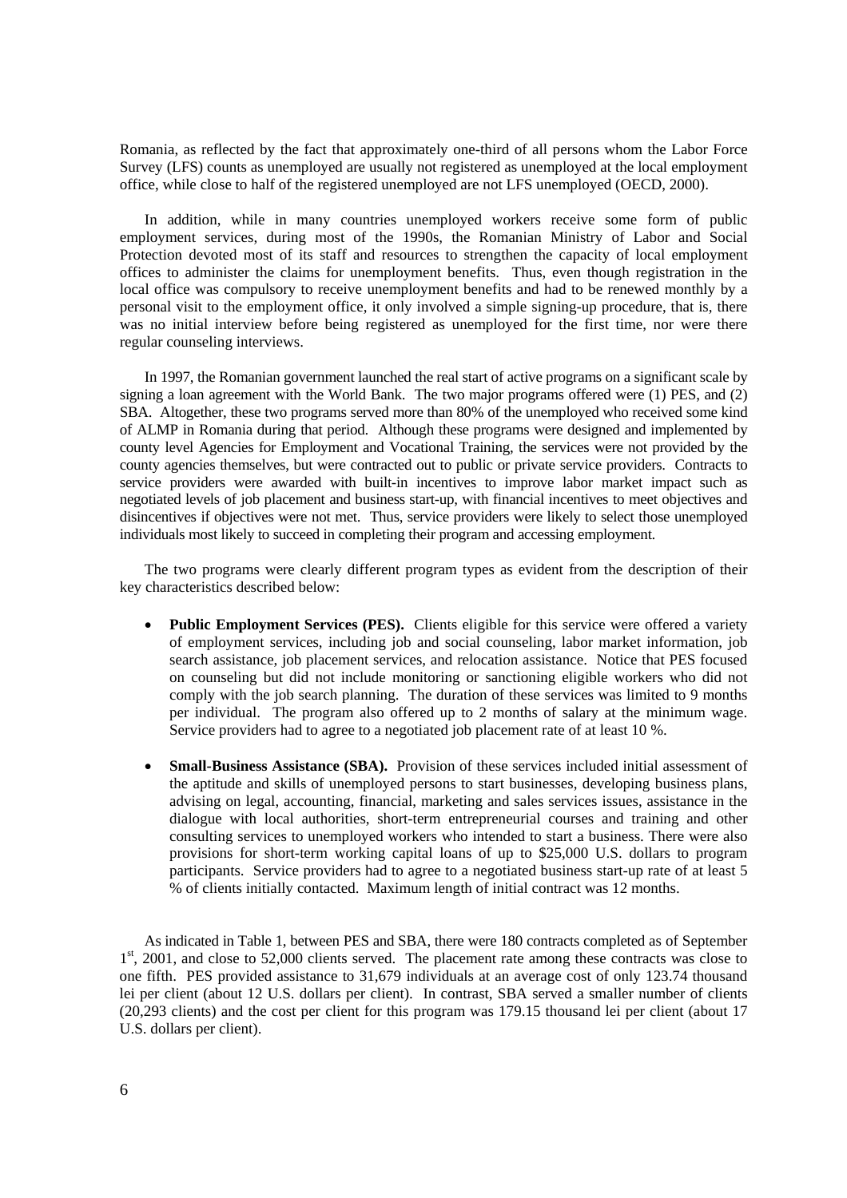Romania, as reflected by the fact that approximately one-third of all persons whom the Labor Force Survey (LFS) counts as unemployed are usually not registered as unemployed at the local employment office, while close to half of the registered unemployed are not LFS unemployed (OECD, 2000).

In addition, while in many countries unemployed workers receive some form of public employment services, during most of the 1990s, the Romanian Ministry of Labor and Social Protection devoted most of its staff and resources to strengthen the capacity of local employment offices to administer the claims for unemployment benefits. Thus, even though registration in the local office was compulsory to receive unemployment benefits and had to be renewed monthly by a personal visit to the employment office, it only involved a simple signing-up procedure, that is, there was no initial interview before being registered as unemployed for the first time, nor were there regular counseling interviews.

In 1997, the Romanian government launched the real start of active programs on a significant scale by signing a loan agreement with the World Bank. The two major programs offered were (1) PES, and (2) SBA. Altogether, these two programs served more than 80% of the unemployed who received some kind of ALMP in Romania during that period. Although these programs were designed and implemented by county level Agencies for Employment and Vocational Training, the services were not provided by the county agencies themselves, but were contracted out to public or private service providers. Contracts to service providers were awarded with built-in incentives to improve labor market impact such as negotiated levels of job placement and business start-up, with financial incentives to meet objectives and disincentives if objectives were not met. Thus, service providers were likely to select those unemployed individuals most likely to succeed in completing their program and accessing employment.

The two programs were clearly different program types as evident from the description of their key characteristics described below:

- **Public Employment Services (PES).** Clients eligible for this service were offered a variety of employment services, including job and social counseling, labor market information, job search assistance, job placement services, and relocation assistance. Notice that PES focused on counseling but did not include monitoring or sanctioning eligible workers who did not comply with the job search planning. The duration of these services was limited to 9 months per individual. The program also offered up to 2 months of salary at the minimum wage. Service providers had to agree to a negotiated job placement rate of at least 10 %.
- **Small-Business Assistance (SBA).** Provision of these services included initial assessment of the aptitude and skills of unemployed persons to start businesses, developing business plans, advising on legal, accounting, financial, marketing and sales services issues, assistance in the dialogue with local authorities, short-term entrepreneurial courses and training and other consulting services to unemployed workers who intended to start a business. There were also provisions for short-term working capital loans of up to \$25,000 U.S. dollars to program participants. Service providers had to agree to a negotiated business start-up rate of at least 5 % of clients initially contacted. Maximum length of initial contract was 12 months.

As indicated in Table 1, between PES and SBA, there were 180 contracts completed as of September 1st, 2001, and close to 52,000 clients served. The placement rate among these contracts was close to one fifth. PES provided assistance to 31,679 individuals at an average cost of only 123.74 thousand lei per client (about 12 U.S. dollars per client). In contrast, SBA served a smaller number of clients (20,293 clients) and the cost per client for this program was 179.15 thousand lei per client (about 17 U.S. dollars per client).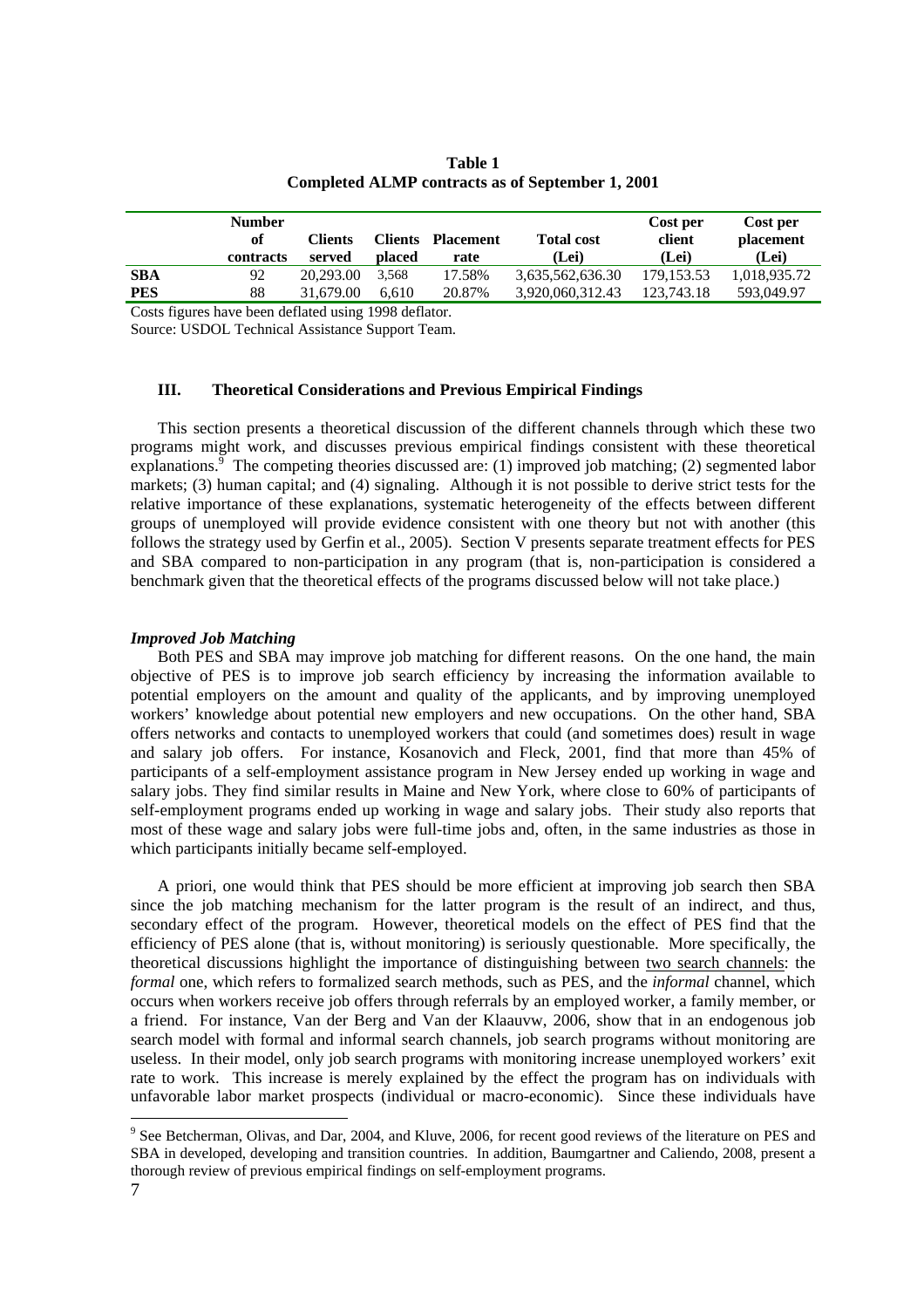**Table 1**
**Completed ALMP contracts as of September 1, 2001**

| | Number of contracts | Clients served | Clients placed | Placement rate | Total cost (Lei) | Cost per client (Lei) | Cost per placement (Lei) |
|---|---|---|---|---|---|---|---|
| **SBA** | 92 | 20,293.00 | 3,568 | 17.58% | 3,635,562,636.30 | 179,153.53 | 1,018,935.72 |
| **PES** | 88 | 31,679.00 | 6,610 | 20.87% | 3,920,060,312.43 | 123,743.18 | 593,049.97 |

Costs figures have been deflated using 1998 deflator.
Source: USDOL Technical Assistance Support Team.

## III. Theoretical Considerations and Previous Empirical Findings

This section presents a theoretical discussion of the different channels through which these two programs might work, and discusses previous empirical findings consistent with these theoretical explanations.[9] The competing theories discussed are: (1) improved job matching; (2) segmented labor markets; (3) human capital; and (4) signaling. Although it is not possible to derive strict tests for the relative importance of these explanations, systematic heterogeneity of the effects between different groups of unemployed will provide evidence consistent with one theory but not with another (this follows the strategy used by Gerfin et al., 2005). Section V presents separate treatment effects for PES and SBA compared to non-participation in any program (that is, non-participation is considered a benchmark given that the theoretical effects of the programs discussed below will not take place.)

### *Improved Job Matching*

Both PES and SBA may improve job matching for different reasons. On the one hand, the main objective of PES is to improve job search efficiency by increasing the information available to potential employers on the amount and quality of the applicants, and by improving unemployed workers' knowledge about potential new employers and new occupations. On the other hand, SBA offers networks and contacts to unemployed workers that could (and sometimes does) result in wage and salary job offers. For instance, Kosanovich and Fleck, 2001, find that more than 45% of participants of a self-employment assistance program in New Jersey ended up working in wage and salary jobs. They find similar results in Maine and New York, where close to 60% of participants of self-employment programs ended up working in wage and salary jobs. Their study also reports that most of these wage and salary jobs were full-time jobs and, often, in the same industries as those in which participants initially became self-employed.

A priori, one would think that PES should be more efficient at improving job search then SBA since the job matching mechanism for the latter program is the result of an indirect, and thus, secondary effect of the program. However, theoretical models on the effect of PES find that the efficiency of PES alone (that is, without monitoring) is seriously questionable. More specifically, the theoretical discussions highlight the importance of distinguishing between two search channels: the *formal* one, which refers to formalized search methods, such as PES, and the *informal* channel, which occurs when workers receive job offers through referrals by an employed worker, a family member, or a friend. For instance, Van der Berg and Van der Klaauvw, 2006, show that in an endogenous job search model with formal and informal search channels, job search programs without monitoring are useless. In their model, only job search programs with monitoring increase unemployed workers' exit rate to work. This increase is merely explained by the effect the program has on individuals with unfavorable labor market prospects (individual or macro-economic). Since these individuals have

[9] See Betcherman, Olivas, and Dar, 2004, and Kluve, 2006, for recent good reviews of the literature on PES and SBA in developed, developing and transition countries. In addition, Baumgartner and Caliendo, 2008, present a thorough review of previous empirical findings on self-employment programs.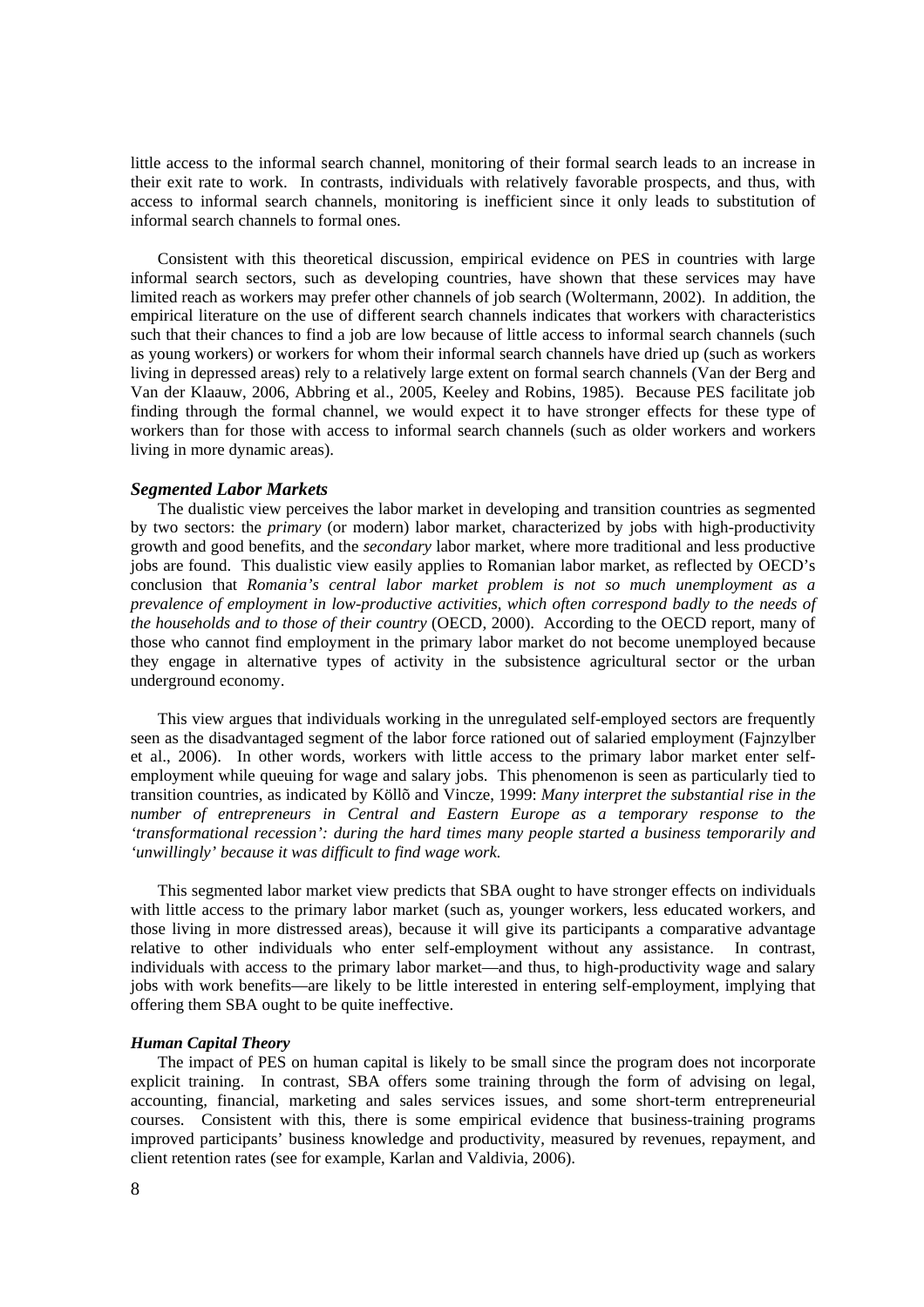little access to the informal search channel, monitoring of their formal search leads to an increase in their exit rate to work. In contrasts, individuals with relatively favorable prospects, and thus, with access to informal search channels, monitoring is inefficient since it only leads to substitution of informal search channels to formal ones.

Consistent with this theoretical discussion, empirical evidence on PES in countries with large informal search sectors, such as developing countries, have shown that these services may have limited reach as workers may prefer other channels of job search (Woltermann, 2002). In addition, the empirical literature on the use of different search channels indicates that workers with characteristics such that their chances to find a job are low because of little access to informal search channels (such as young workers) or workers for whom their informal search channels have dried up (such as workers living in depressed areas) rely to a relatively large extent on formal search channels (Van der Berg and Van der Klaauw, 2006, Abbring et al., 2005, Keeley and Robins, 1985). Because PES facilitate job finding through the formal channel, we would expect it to have stronger effects for these type of workers than for those with access to informal search channels (such as older workers and workers living in more dynamic areas).

### *Segmented Labor Markets*

The dualistic view perceives the labor market in developing and transition countries as segmented by two sectors: the *primary* (or modern) labor market, characterized by jobs with high-productivity growth and good benefits, and the *secondary* labor market, where more traditional and less productive jobs are found. This dualistic view easily applies to Romanian labor market, as reflected by OECD's conclusion that *Romania's central labor market problem is not so much unemployment as a prevalence of employment in low-productive activities, which often correspond badly to the needs of the households and to those of their country* (OECD, 2000). According to the OECD report, many of those who cannot find employment in the primary labor market do not become unemployed because they engage in alternative types of activity in the subsistence agricultural sector or the urban underground economy.

This view argues that individuals working in the unregulated self-employed sectors are frequently seen as the disadvantaged segment of the labor force rationed out of salaried employment (Fajnzylber et al., 2006). In other words, workers with little access to the primary labor market enter self-employment while queuing for wage and salary jobs. This phenomenon is seen as particularly tied to transition countries, as indicated by Köllõ and Vincze, 1999: *Many interpret the substantial rise in the number of entrepreneurs in Central and Eastern Europe as a temporary response to the 'transformational recession': during the hard times many people started a business temporarily and 'unwillingly' because it was difficult to find wage work.*

This segmented labor market view predicts that SBA ought to have stronger effects on individuals with little access to the primary labor market (such as, younger workers, less educated workers, and those living in more distressed areas), because it will give its participants a comparative advantage relative to other individuals who enter self-employment without any assistance. In contrast, individuals with access to the primary labor market—and thus, to high-productivity wage and salary jobs with work benefits—are likely to be little interested in entering self-employment, implying that offering them SBA ought to be quite ineffective.

### *Human Capital Theory*

The impact of PES on human capital is likely to be small since the program does not incorporate explicit training. In contrast, SBA offers some training through the form of advising on legal, accounting, financial, marketing and sales services issues, and some short-term entrepreneurial courses. Consistent with this, there is some empirical evidence that business-training programs improved participants' business knowledge and productivity, measured by revenues, repayment, and client retention rates (see for example, Karlan and Valdivia, 2006).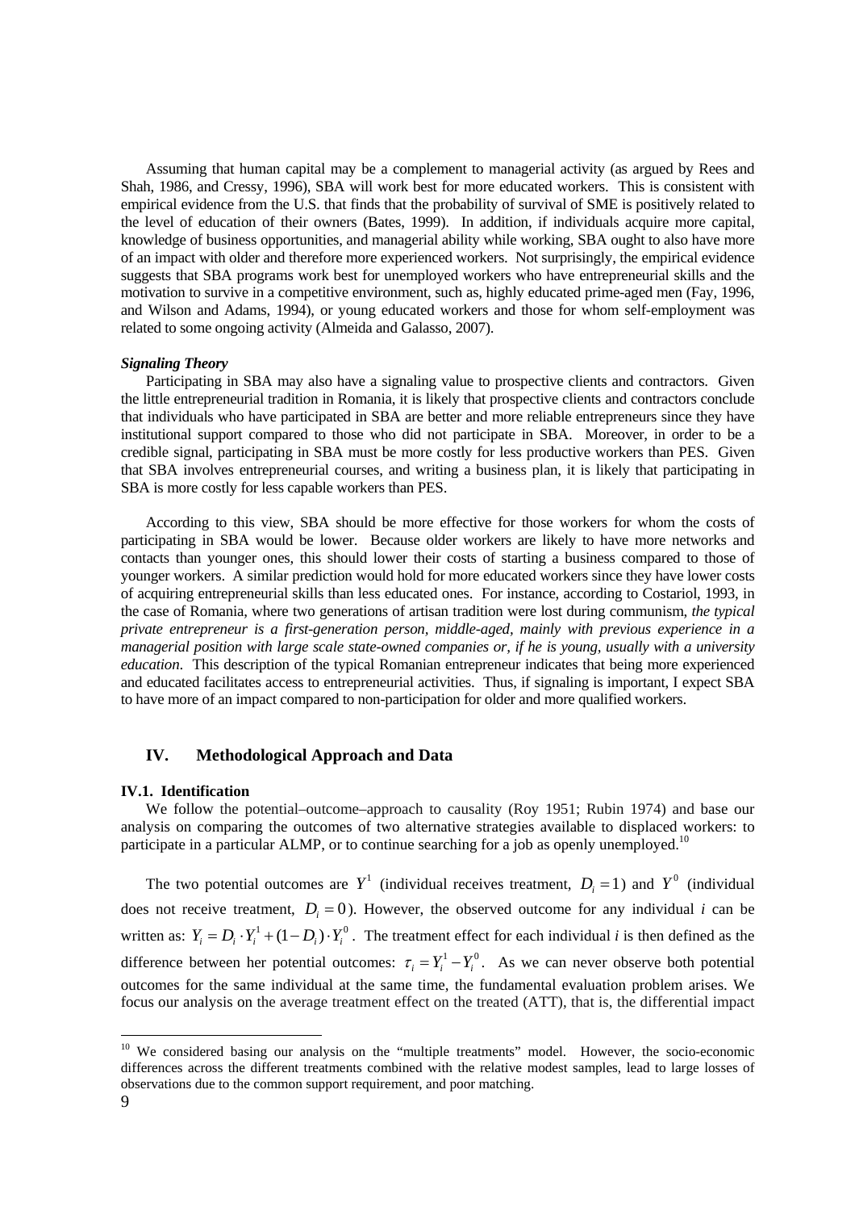Assuming that human capital may be a complement to managerial activity (as argued by Rees and Shah, 1986, and Cressy, 1996), SBA will work best for more educated workers. This is consistent with empirical evidence from the U.S. that finds that the probability of survival of SME is positively related to the level of education of their owners (Bates, 1999). In addition, if individuals acquire more capital, knowledge of business opportunities, and managerial ability while working, SBA ought to also have more of an impact with older and therefore more experienced workers. Not surprisingly, the empirical evidence suggests that SBA programs work best for unemployed workers who have entrepreneurial skills and the motivation to survive in a competitive environment, such as, highly educated prime-aged men (Fay, 1996, and Wilson and Adams, 1994), or young educated workers and those for whom self-employment was related to some ongoing activity (Almeida and Galasso, 2007).

***Signaling Theory***

Participating in SBA may also have a signaling value to prospective clients and contractors. Given the little entrepreneurial tradition in Romania, it is likely that prospective clients and contractors conclude that individuals who have participated in SBA are better and more reliable entrepreneurs since they have institutional support compared to those who did not participate in SBA. Moreover, in order to be a credible signal, participating in SBA must be more costly for less productive workers than PES. Given that SBA involves entrepreneurial courses, and writing a business plan, it is likely that participating in SBA is more costly for less capable workers than PES.

According to this view, SBA should be more effective for those workers for whom the costs of participating in SBA would be lower. Because older workers are likely to have more networks and contacts than younger ones, this should lower their costs of starting a business compared to those of younger workers. A similar prediction would hold for more educated workers since they have lower costs of acquiring entrepreneurial skills than less educated ones. For instance, according to Costariol, 1993, in the case of Romania, where two generations of artisan tradition were lost during communism, *the typical private entrepreneur is a first-generation person, middle-aged, mainly with previous experience in a managerial position with large scale state-owned companies or, if he is young, usually with a university education*. This description of the typical Romanian entrepreneur indicates that being more experienced and educated facilitates access to entrepreneurial activities. Thus, if signaling is important, I expect SBA to have more of an impact compared to non-participation for older and more qualified workers.

## IV. Methodological Approach and Data

### IV.1. Identification

We follow the potential–outcome–approach to causality (Roy 1951; Rubin 1974) and base our analysis on comparing the outcomes of two alternative strategies available to displaced workers: to participate in a particular ALMP, or to continue searching for a job as openly unemployed.[10]

The two potential outcomes are $Y^1$ (individual receives treatment, $D_i = 1$) and $Y^0$ (individual does not receive treatment, $D_i = 0$). However, the observed outcome for any individual *i* can be written as: $Y_i = D_i \cdot Y_i^1 + (1 - D_i) \cdot Y_i^0$. The treatment effect for each individual *i* is then defined as the difference between her potential outcomes: $\tau_i = Y_i^1 - Y_i^0$. As we can never observe both potential outcomes for the same individual at the same time, the fundamental evaluation problem arises. We focus our analysis on the average treatment effect on the treated (ATT), that is, the differential impact

[10] We considered basing our analysis on the "multiple treatments" model. However, the socio-economic differences across the different treatments combined with the relative modest samples, lead to large losses of observations due to the common support requirement, and poor matching.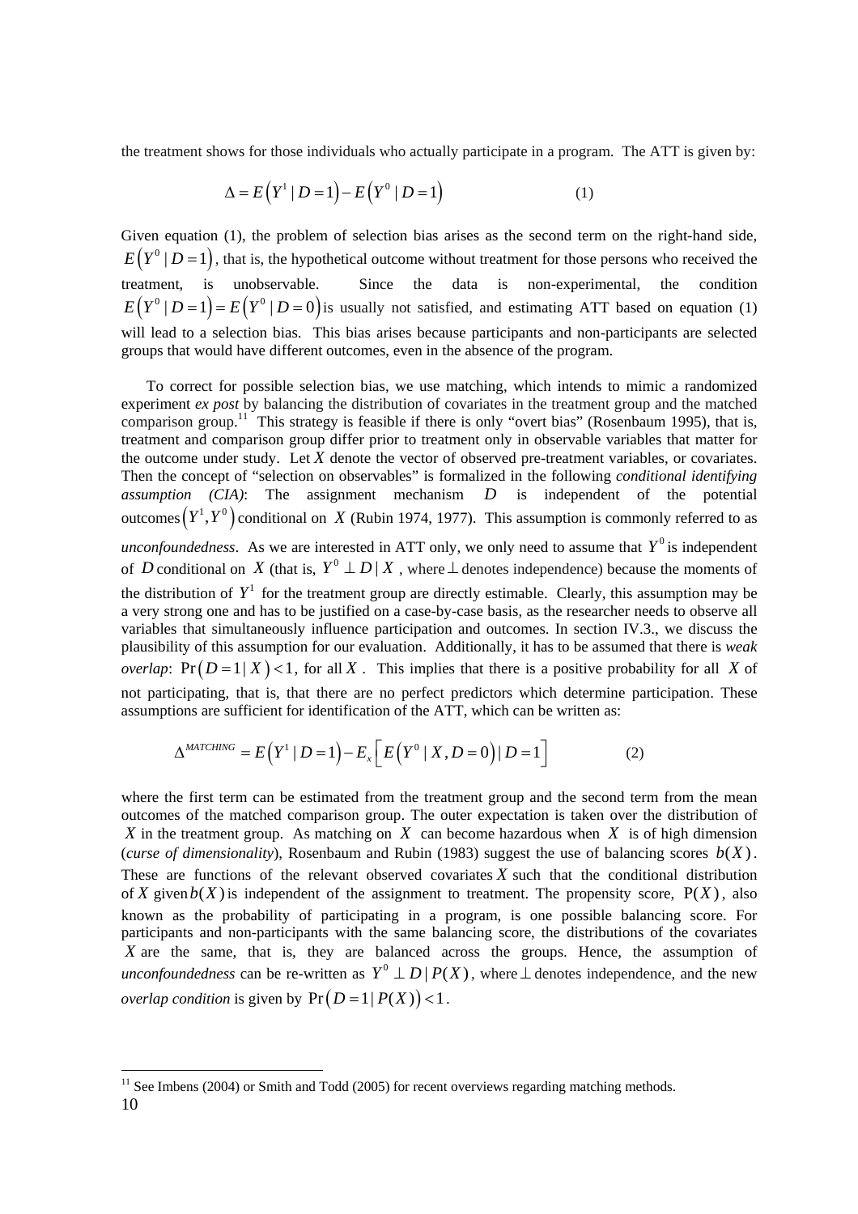the treatment shows for those individuals who actually participate in a program. The ATT is given by:

$$\Delta = E\left(Y^1 \mid D=1\right) - E\left(Y^0 \mid D=1\right) \tag{1}$$

Given equation (1), the problem of selection bias arises as the second term on the right-hand side, $E\left(Y^0 \mid D=1\right)$, that is, the hypothetical outcome without treatment for those persons who received the treatment, is unobservable. Since the data is non-experimental, the condition $E\left(Y^0 \mid D=1\right) = E\left(Y^0 \mid D=0\right)$ is usually not satisfied, and estimating ATT based on equation (1) will lead to a selection bias. This bias arises because participants and non-participants are selected groups that would have different outcomes, even in the absence of the program.

To correct for possible selection bias, we use matching, which intends to mimic a randomized experiment *ex post* by balancing the distribution of covariates in the treatment group and the matched comparison group.[11] This strategy is feasible if there is only "overt bias" (Rosenbaum 1995), that is, treatment and comparison group differ prior to treatment only in observable variables that matter for the outcome under study. Let $X$ denote the vector of observed pre-treatment variables, or covariates. Then the concept of "selection on observables" is formalized in the following *conditional identifying assumption (CIA)*: The assignment mechanism $D$ is independent of the potential outcomes $\left(Y^1, Y^0\right)$ conditional on $X$ (Rubin 1974, 1977). This assumption is commonly referred to as *unconfoundedness*. As we are interested in ATT only, we only need to assume that $Y^0$ is independent of $D$ conditional on $X$ (that is, $Y^0 \perp D \mid X$, where $\perp$ denotes independence) because the moments of the distribution of $Y^1$ for the treatment group are directly estimable. Clearly, this assumption may be a very strong one and has to be justified on a case-by-case basis, as the researcher needs to observe all variables that simultaneously influence participation and outcomes. In section IV.3., we discuss the plausibility of this assumption for our evaluation. Additionally, it has to be assumed that there is *weak overlap*: $\Pr\left(D=1 \mid X\right) < 1$, for all $X$. This implies that there is a positive probability for all $X$ of not participating, that is, that there are no perfect predictors which determine participation. These assumptions are sufficient for identification of the ATT, which can be written as:

$$\Delta^{MATCHING} = E\left(Y^1 \mid D=1\right) - E_x\left[E\left(Y^0 \mid X, D=0\right) \mid D=1\right] \tag{2}$$

where the first term can be estimated from the treatment group and the second term from the mean outcomes of the matched comparison group. The outer expectation is taken over the distribution of $X$ in the treatment group. As matching on $X$ can become hazardous when $X$ is of high dimension (*curse of dimensionality*), Rosenbaum and Rubin (1983) suggest the use of balancing scores $b(X)$. These are functions of the relevant observed covariates $X$ such that the conditional distribution of $X$ given $b(X)$ is independent of the assignment to treatment. The propensity score, $P(X)$, also known as the probability of participating in a program, is one possible balancing score. For participants and non-participants with the same balancing score, the distributions of the covariates $X$ are the same, that is, they are balanced across the groups. Hence, the assumption of *unconfoundedness* can be re-written as $Y^0 \perp D \mid P(X)$, where $\perp$ denotes independence, and the new *overlap condition* is given by $\Pr\left(D=1 \mid P(X)\right) < 1$.

[11] See Imbens (2004) or Smith and Todd (2005) for recent overviews regarding matching methods.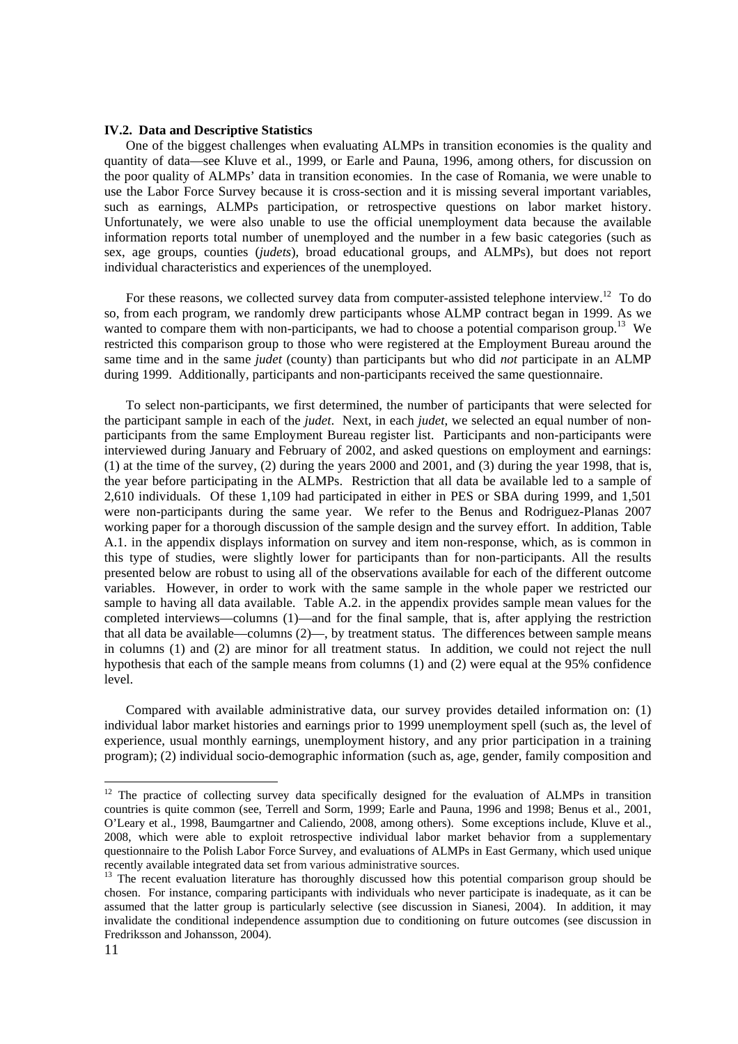### IV.2. Data and Descriptive Statistics

One of the biggest challenges when evaluating ALMPs in transition economies is the quality and quantity of data—see Kluve et al., 1999, or Earle and Pauna, 1996, among others, for discussion on the poor quality of ALMPs' data in transition economies. In the case of Romania, we were unable to use the Labor Force Survey because it is cross-section and it is missing several important variables, such as earnings, ALMPs participation, or retrospective questions on labor market history. Unfortunately, we were also unable to use the official unemployment data because the available information reports total number of unemployed and the number in a few basic categories (such as sex, age groups, counties (*judets*), broad educational groups, and ALMPs), but does not report individual characteristics and experiences of the unemployed.

For these reasons, we collected survey data from computer-assisted telephone interview.[12] To do so, from each program, we randomly drew participants whose ALMP contract began in 1999. As we wanted to compare them with non-participants, we had to choose a potential comparison group.[13] We restricted this comparison group to those who were registered at the Employment Bureau around the same time and in the same *judet* (county) than participants but who did *not* participate in an ALMP during 1999. Additionally, participants and non-participants received the same questionnaire.

To select non-participants, we first determined, the number of participants that were selected for the participant sample in each of the *judet*. Next, in each *judet*, we selected an equal number of non-participants from the same Employment Bureau register list. Participants and non-participants were interviewed during January and February of 2002, and asked questions on employment and earnings: (1) at the time of the survey, (2) during the years 2000 and 2001, and (3) during the year 1998, that is, the year before participating in the ALMPs. Restriction that all data be available led to a sample of 2,610 individuals. Of these 1,109 had participated in either in PES or SBA during 1999, and 1,501 were non-participants during the same year. We refer to the Benus and Rodriguez-Planas 2007 working paper for a thorough discussion of the sample design and the survey effort. In addition, Table A.1. in the appendix displays information on survey and item non-response, which, as is common in this type of studies, were slightly lower for participants than for non-participants. All the results presented below are robust to using all of the observations available for each of the different outcome variables. However, in order to work with the same sample in the whole paper we restricted our sample to having all data available. Table A.2. in the appendix provides sample mean values for the completed interviews—columns (1)—and for the final sample, that is, after applying the restriction that all data be available—columns (2)—, by treatment status. The differences between sample means in columns (1) and (2) are minor for all treatment status. In addition, we could not reject the null hypothesis that each of the sample means from columns (1) and (2) were equal at the 95% confidence level.

Compared with available administrative data, our survey provides detailed information on: (1) individual labor market histories and earnings prior to 1999 unemployment spell (such as, the level of experience, usual monthly earnings, unemployment history, and any prior participation in a training program); (2) individual socio-demographic information (such as, age, gender, family composition and

---

[12] The practice of collecting survey data specifically designed for the evaluation of ALMPs in transition countries is quite common (see, Terrell and Sorm, 1999; Earle and Pauna, 1996 and 1998; Benus et al., 2001, O'Leary et al., 1998, Baumgartner and Caliendo, 2008, among others). Some exceptions include, Kluve et al., 2008, which were able to exploit retrospective individual labor market behavior from a supplementary questionnaire to the Polish Labor Force Survey, and evaluations of ALMPs in East Germany, which used unique recently available integrated data set from various administrative sources.

[13] The recent evaluation literature has thoroughly discussed how this potential comparison group should be chosen. For instance, comparing participants with individuals who never participate is inadequate, as it can be assumed that the latter group is particularly selective (see discussion in Sianesi, 2004). In addition, it may invalidate the conditional independence assumption due to conditioning on future outcomes (see discussion in Fredriksson and Johansson, 2004).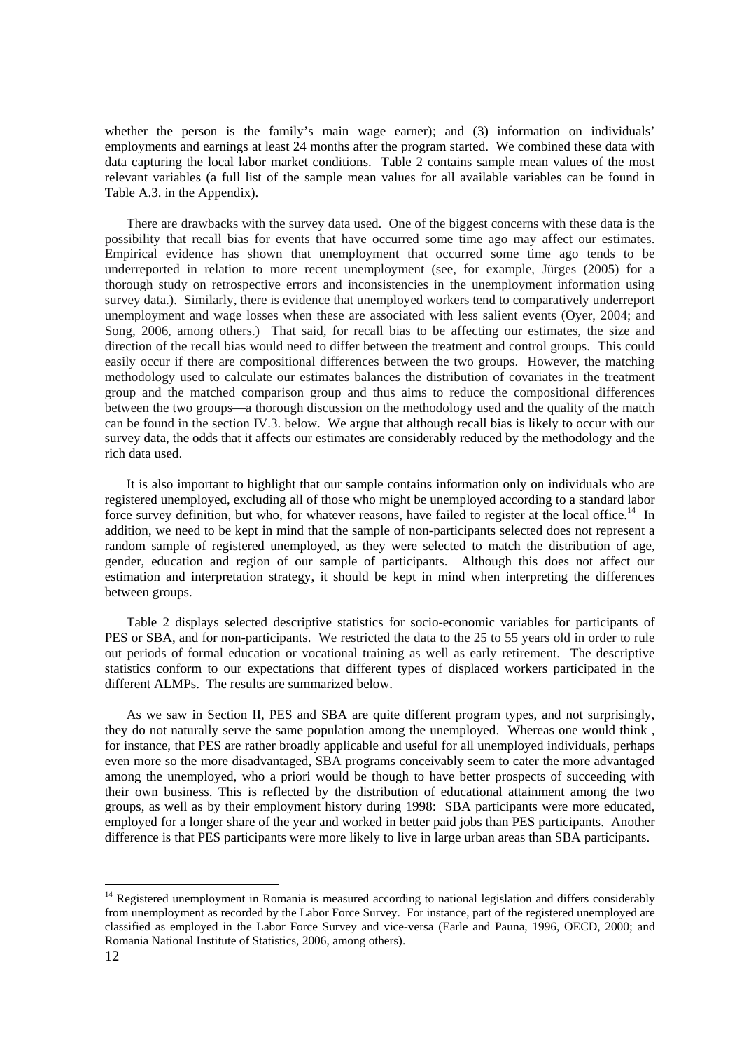whether the person is the family's main wage earner); and (3) information on individuals' employments and earnings at least 24 months after the program started. We combined these data with data capturing the local labor market conditions. Table 2 contains sample mean values of the most relevant variables (a full list of the sample mean values for all available variables can be found in Table A.3. in the Appendix).

There are drawbacks with the survey data used. One of the biggest concerns with these data is the possibility that recall bias for events that have occurred some time ago may affect our estimates. Empirical evidence has shown that unemployment that occurred some time ago tends to be underreported in relation to more recent unemployment (see, for example, Jürges (2005) for a thorough study on retrospective errors and inconsistencies in the unemployment information using survey data.). Similarly, there is evidence that unemployed workers tend to comparatively underreport unemployment and wage losses when these are associated with less salient events (Oyer, 2004; and Song, 2006, among others.) That said, for recall bias to be affecting our estimates, the size and direction of the recall bias would need to differ between the treatment and control groups. This could easily occur if there are compositional differences between the two groups. However, the matching methodology used to calculate our estimates balances the distribution of covariates in the treatment group and the matched comparison group and thus aims to reduce the compositional differences between the two groups—a thorough discussion on the methodology used and the quality of the match can be found in the section IV.3. below. We argue that although recall bias is likely to occur with our survey data, the odds that it affects our estimates are considerably reduced by the methodology and the rich data used.

It is also important to highlight that our sample contains information only on individuals who are registered unemployed, excluding all of those who might be unemployed according to a standard labor force survey definition, but who, for whatever reasons, have failed to register at the local office.[14] In addition, we need to be kept in mind that the sample of non-participants selected does not represent a random sample of registered unemployed, as they were selected to match the distribution of age, gender, education and region of our sample of participants. Although this does not affect our estimation and interpretation strategy, it should be kept in mind when interpreting the differences between groups.

Table 2 displays selected descriptive statistics for socio-economic variables for participants of PES or SBA, and for non-participants. We restricted the data to the 25 to 55 years old in order to rule out periods of formal education or vocational training as well as early retirement. The descriptive statistics conform to our expectations that different types of displaced workers participated in the different ALMPs. The results are summarized below.

As we saw in Section II, PES and SBA are quite different program types, and not surprisingly, they do not naturally serve the same population among the unemployed. Whereas one would think , for instance, that PES are rather broadly applicable and useful for all unemployed individuals, perhaps even more so the more disadvantaged, SBA programs conceivably seem to cater the more advantaged among the unemployed, who a priori would be though to have better prospects of succeeding with their own business. This is reflected by the distribution of educational attainment among the two groups, as well as by their employment history during 1998: SBA participants were more educated, employed for a longer share of the year and worked in better paid jobs than PES participants. Another difference is that PES participants were more likely to live in large urban areas than SBA participants.

[14] Registered unemployment in Romania is measured according to national legislation and differs considerably from unemployment as recorded by the Labor Force Survey. For instance, part of the registered unemployed are classified as employed in the Labor Force Survey and vice-versa (Earle and Pauna, 1996, OECD, 2000; and Romania National Institute of Statistics, 2006, among others).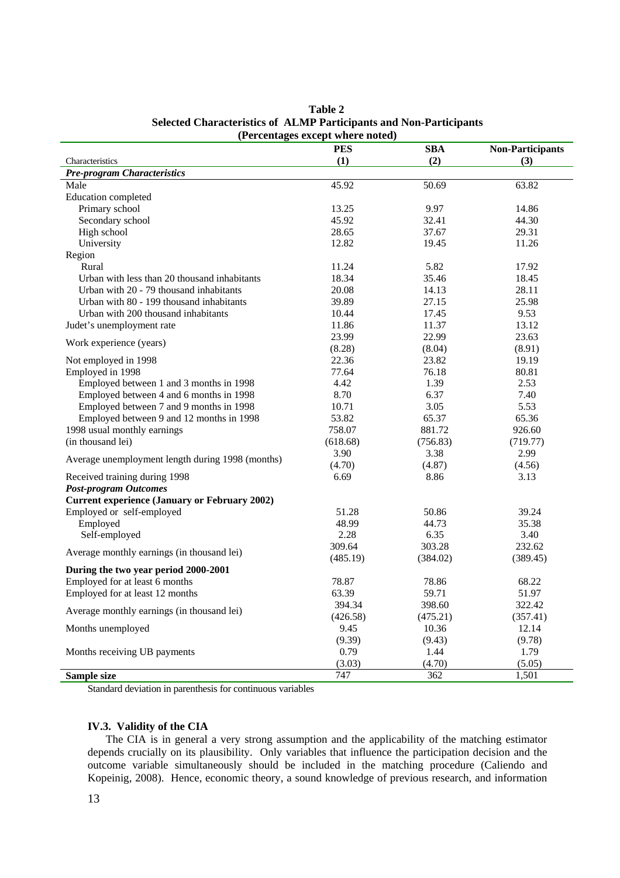**Table 2**
**Selected Characteristics of ALMP Participants and Non-Participants**
**(Percentages except where noted)**

| Characteristics | PES (1) | SBA (2) | Non-Participants (3) |
|---|---|---|---|
| ***Pre-program Characteristics*** | | | |
| Male | 45.92 | 50.69 | 63.82 |
| Education completed | | | |
| Primary school | 13.25 | 9.97 | 14.86 |
| Secondary school | 45.92 | 32.41 | 44.30 |
| High school | 28.65 | 37.67 | 29.31 |
| University | 12.82 | 19.45 | 11.26 |
| Region | | | |
| Rural | 11.24 | 5.82 | 17.92 |
| Urban with less than 20 thousand inhabitants | 18.34 | 35.46 | 18.45 |
| Urban with 20 - 79 thousand inhabitants | 20.08 | 14.13 | 28.11 |
| Urban with 80 - 199 thousand inhabitants | 39.89 | 27.15 | 25.98 |
| Urban with 200 thousand inhabitants | 10.44 | 17.45 | 9.53 |
| Judet's unemployment rate | 11.86 | 11.37 | 13.12 |
| Work experience (years) | 23.99 | 22.99 | 23.63 |
| | (8.28) | (8.04) | (8.91) |
| Not employed in 1998 | 22.36 | 23.82 | 19.19 |
| Employed in 1998 | 77.64 | 76.18 | 80.81 |
| Employed between 1 and 3 months in 1998 | 4.42 | 1.39 | 2.53 |
| Employed between 4 and 6 months in 1998 | 8.70 | 6.37 | 7.40 |
| Employed between 7 and 9 months in 1998 | 10.71 | 3.05 | 5.53 |
| Employed between 9 and 12 months in 1998 | 53.82 | 65.37 | 65.36 |
| 1998 usual monthly earnings | 758.07 | 881.72 | 926.60 |
| (in thousand lei) | (618.68) | (756.83) | (719.77) |
| Average unemployment length during 1998 (months) | 3.90 | 3.38 | 2.99 |
| | (4.70) | (4.87) | (4.56) |
| Received training during 1998 | 6.69 | 8.86 | 3.13 |
| ***Post-program Outcomes*** | | | |
| **Current experience (January or February 2002)** | | | |
| Employed or self-employed | 51.28 | 50.86 | 39.24 |
| Employed | 48.99 | 44.73 | 35.38 |
| Self-employed | 2.28 | 6.35 | 3.40 |
| Average monthly earnings (in thousand lei) | 309.64 | 303.28 | 232.62 |
| | (485.19) | (384.02) | (389.45) |
| **During the two year period 2000-2001** | | | |
| Employed for at least 6 months | 78.87 | 78.86 | 68.22 |
| Employed for at least 12 months | 63.39 | 59.71 | 51.97 |
| Average monthly earnings (in thousand lei) | 394.34 | 398.60 | 322.42 |
| | (426.58) | (475.21) | (357.41) |
| Months unemployed | 9.45 | 10.36 | 12.14 |
| | (9.39) | (9.43) | (9.78) |
| Months receiving UB payments | 0.79 | 1.44 | 1.79 |
| | (3.03) | (4.70) | (5.05) |
| **Sample size** | 747 | 362 | 1,501 |

Standard deviation in parenthesis for continuous variables

### IV.3. Validity of the CIA

The CIA is in general a very strong assumption and the applicability of the matching estimator depends crucially on its plausibility. Only variables that influence the participation decision and the outcome variable simultaneously should be included in the matching procedure (Caliendo and Kopeinig, 2008). Hence, economic theory, a sound knowledge of previous research, and information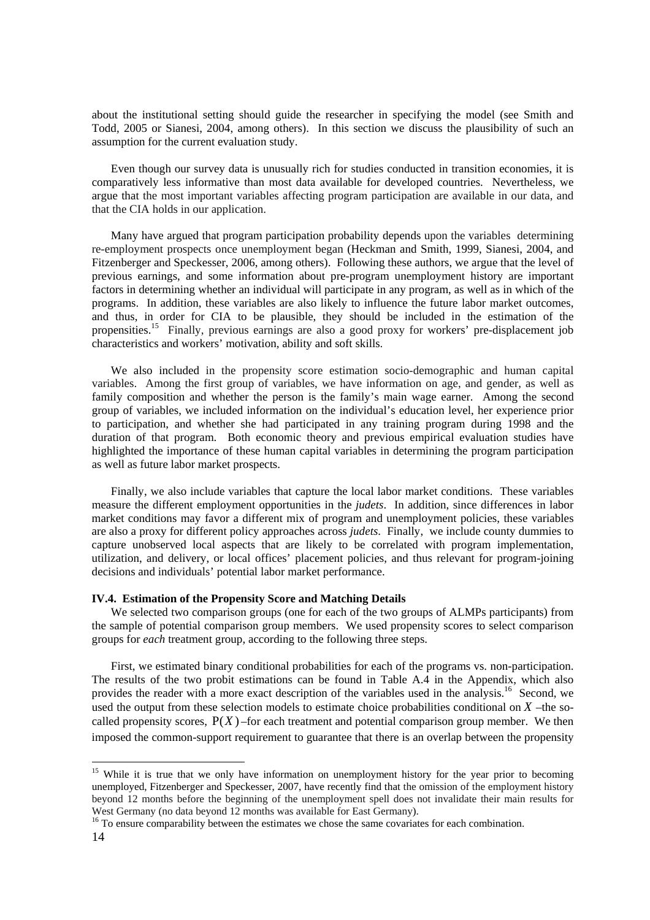about the institutional setting should guide the researcher in specifying the model (see Smith and Todd, 2005 or Sianesi, 2004, among others). In this section we discuss the plausibility of such an assumption for the current evaluation study.

Even though our survey data is unusually rich for studies conducted in transition economies, it is comparatively less informative than most data available for developed countries. Nevertheless, we argue that the most important variables affecting program participation are available in our data, and that the CIA holds in our application.

Many have argued that program participation probability depends upon the variables determining re-employment prospects once unemployment began (Heckman and Smith, 1999, Sianesi, 2004, and Fitzenberger and Speckesser, 2006, among others). Following these authors, we argue that the level of previous earnings, and some information about pre-program unemployment history are important factors in determining whether an individual will participate in any program, as well as in which of the programs. In addition, these variables are also likely to influence the future labor market outcomes, and thus, in order for CIA to be plausible, they should be included in the estimation of the propensities.[15] Finally, previous earnings are also a good proxy for workers' pre-displacement job characteristics and workers' motivation, ability and soft skills.

We also included in the propensity score estimation socio-demographic and human capital variables. Among the first group of variables, we have information on age, and gender, as well as family composition and whether the person is the family's main wage earner. Among the second group of variables, we included information on the individual's education level, her experience prior to participation, and whether she had participated in any training program during 1998 and the duration of that program. Both economic theory and previous empirical evaluation studies have highlighted the importance of these human capital variables in determining the program participation as well as future labor market prospects.

Finally, we also include variables that capture the local labor market conditions. These variables measure the different employment opportunities in the *judets*. In addition, since differences in labor market conditions may favor a different mix of program and unemployment policies, these variables are also a proxy for different policy approaches across *judets*. Finally, we include county dummies to capture unobserved local aspects that are likely to be correlated with program implementation, utilization, and delivery, or local offices' placement policies, and thus relevant for program-joining decisions and individuals' potential labor market performance.

### IV.4. Estimation of the Propensity Score and Matching Details

We selected two comparison groups (one for each of the two groups of ALMPs participants) from the sample of potential comparison group members. We used propensity scores to select comparison groups for *each* treatment group, according to the following three steps.

First, we estimated binary conditional probabilities for each of the programs vs. non-participation. The results of the two probit estimations can be found in Table A.4 in the Appendix, which also provides the reader with a more exact description of the variables used in the analysis.[16] Second, we used the output from these selection models to estimate choice probabilities conditional on $X$ –the so-called propensity scores, $P(X)$ –for each treatment and potential comparison group member. We then imposed the common-support requirement to guarantee that there is an overlap between the propensity

---

[15] While it is true that we only have information on unemployment history for the year prior to becoming unemployed, Fitzenberger and Speckesser, 2007, have recently find that the omission of the employment history beyond 12 months before the beginning of the unemployment spell does not invalidate their main results for West Germany (no data beyond 12 months was available for East Germany).

[16] To ensure comparability between the estimates we chose the same covariates for each combination.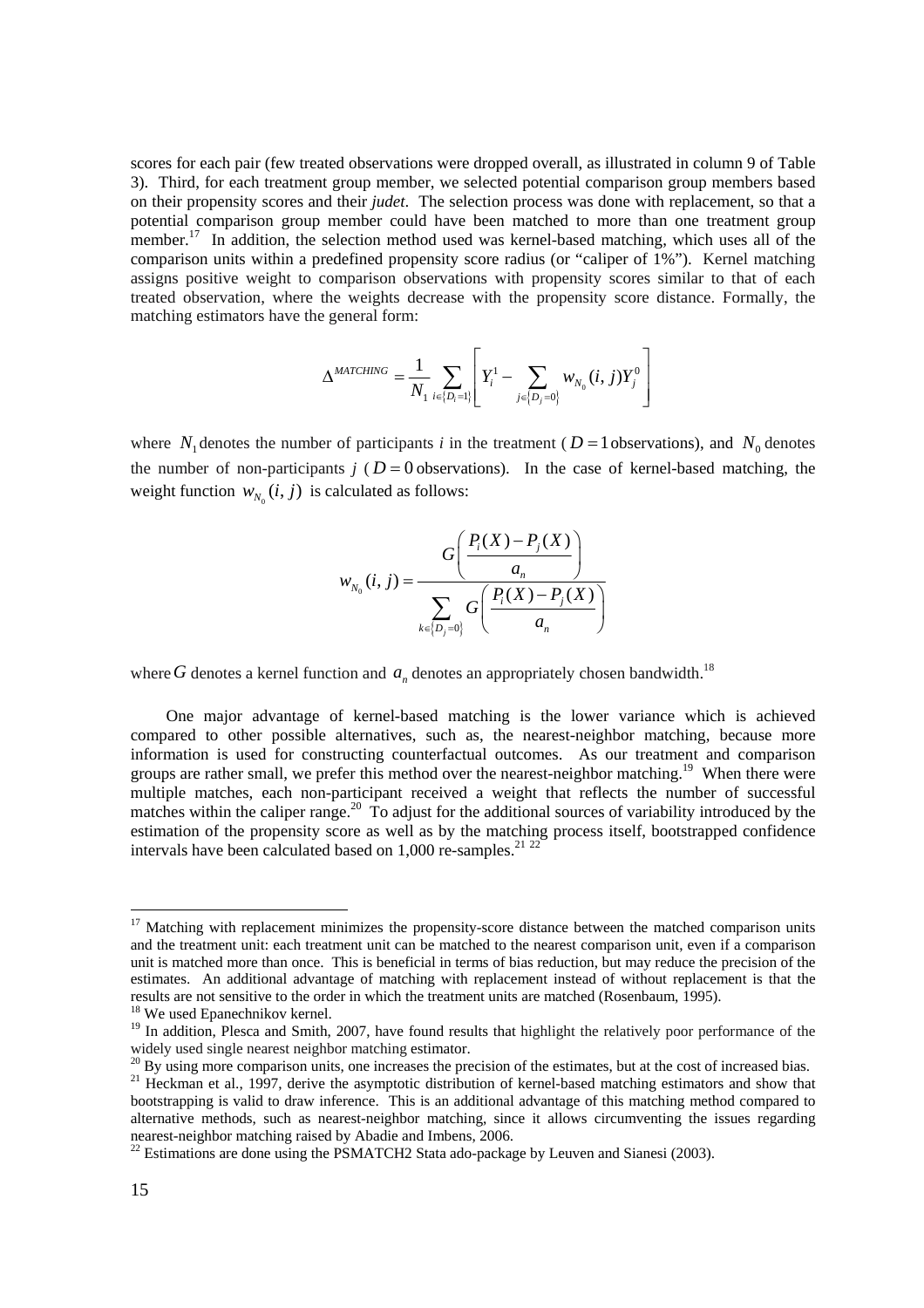scores for each pair (few treated observations were dropped overall, as illustrated in column 9 of Table 3). Third, for each treatment group member, we selected potential comparison group members based on their propensity scores and their *judet*. The selection process was done with replacement, so that a potential comparison group member could have been matched to more than one treatment group member.[17] In addition, the selection method used was kernel-based matching, which uses all of the comparison units within a predefined propensity score radius (or "caliper of 1%"). Kernel matching assigns positive weight to comparison observations with propensity scores similar to that of each treated observation, where the weights decrease with the propensity score distance. Formally, the matching estimators have the general form:

$$\Delta^{MATCHING} = \frac{1}{N_1} \sum_{i \in \{D_i = 1\}} \left[ Y_i^1 - \sum_{j \in \{D_j = 0\}} w_{N_0}(i, j) Y_j^0 \right]$$

where $N_1$ denotes the number of participants $i$ in the treatment ($D = 1$ observations), and $N_0$ denotes the number of non-participants $j$ ($D = 0$ observations). In the case of kernel-based matching, the weight function $w_{N_0}(i, j)$ is calculated as follows:

$$w_{N_0}(i, j) = \frac{G\left(\dfrac{P_i(X) - P_j(X)}{a_n}\right)}{\sum_{k \in \{D_j = 0\}} G\left(\dfrac{P_i(X) - P_j(X)}{a_n}\right)}$$

where $G$ denotes a kernel function and $a_n$ denotes an appropriately chosen bandwidth.[18]

One major advantage of kernel-based matching is the lower variance which is achieved compared to other possible alternatives, such as, the nearest-neighbor matching, because more information is used for constructing counterfactual outcomes. As our treatment and comparison groups are rather small, we prefer this method over the nearest-neighbor matching.[19] When there were multiple matches, each non-participant received a weight that reflects the number of successful matches within the caliper range.[20] To adjust for the additional sources of variability introduced by the estimation of the propensity score as well as by the matching process itself, bootstrapped confidence intervals have been calculated based on 1,000 re-samples.[21] [22]

---

[17] Matching with replacement minimizes the propensity-score distance between the matched comparison units and the treatment unit: each treatment unit can be matched to the nearest comparison unit, even if a comparison unit is matched more than once. This is beneficial in terms of bias reduction, but may reduce the precision of the estimates. An additional advantage of matching with replacement instead of without replacement is that the results are not sensitive to the order in which the treatment units are matched (Rosenbaum, 1995).

[18] We used Epanechnikov kernel.

[19] In addition, Plesca and Smith, 2007, have found results that highlight the relatively poor performance of the widely used single nearest neighbor matching estimator.

[20] By using more comparison units, one increases the precision of the estimates, but at the cost of increased bias.

[21] Heckman et al., 1997, derive the asymptotic distribution of kernel-based matching estimators and show that bootstrapping is valid to draw inference. This is an additional advantage of this matching method compared to alternative methods, such as nearest-neighbor matching, since it allows circumventing the issues regarding nearest-neighbor matching raised by Abadie and Imbens, 2006.

[22] Estimations are done using the PSMATCH2 Stata ado-package by Leuven and Sianesi (2003).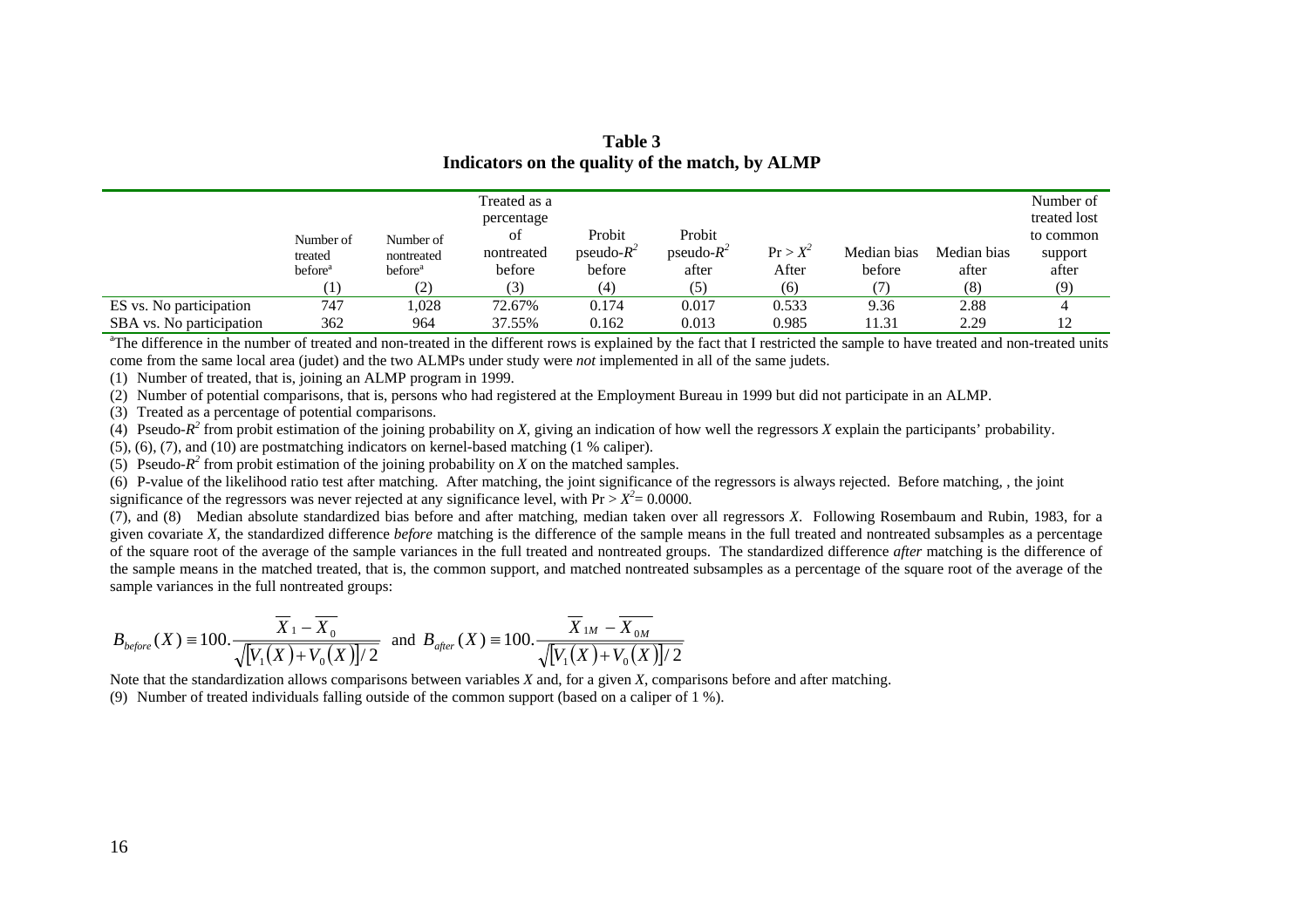**Table 3**
**Indicators on the quality of the match, by ALMP**

| | Number of treated before[a] | Number of nontreated before[a] | Treated as a percentage of nontreated before | Probit pseudo-$R^2$ before | Probit pseudo-$R^2$ after | $\Pr > X^2$ After | Median bias before | Median bias after | Number of treated lost to common support after |
|---|---|---|---|---|---|---|---|---|---|
| | (1) | (2) | (3) | (4) | (5) | (6) | (7) | (8) | (9) |
| ES vs. No participation | 747 | 1,028 | 72.67% | 0.174 | 0.017 | 0.533 | 9.36 | 2.88 | 4 |
| SBA vs. No participation | 362 | 964 | 37.55% | 0.162 | 0.013 | 0.985 | 11.31 | 2.29 | 12 |

[a]The difference in the number of treated and non-treated in the different rows is explained by the fact that I restricted the sample to have treated and non-treated units come from the same local area (judet) and the two ALMPs under study were *not* implemented in all of the same judets.

(1) Number of treated, that is, joining an ALMP program in 1999.

(2) Number of potential comparisons, that is, persons who had registered at the Employment Bureau in 1999 but did not participate in an ALMP.

(3) Treated as a percentage of potential comparisons.

(4) Pseudo-$R^2$ from probit estimation of the joining probability on $X$, giving an indication of how well the regressors $X$ explain the participants' probability.

(5), (6), (7), and (10) are postmatching indicators on kernel-based matching (1 % caliper).

(5) Pseudo-$R^2$ from probit estimation of the joining probability on $X$ on the matched samples.

(6) P-value of the likelihood ratio test after matching. After matching, the joint significance of the regressors is always rejected. Before matching, , the joint significance of the regressors was never rejected at any significance level, with $\Pr > X^2 = 0.0000$.

(7), and (8) Median absolute standardized bias before and after matching, median taken over all regressors $X$. Following Rosembaum and Rubin, 1983, for a given covariate $X$, the standardized difference *before* matching is the difference of the sample means in the full treated and nontreated subsamples as a percentage of the square root of the average of the sample variances in the full treated and nontreated groups. The standardized difference *after* matching is the difference of the sample means in the matched treated, that is, the common support, and matched nontreated subsamples as a percentage of the square root of the average of the sample variances in the full nontreated groups:

$$B_{before}(X) \equiv 100.\frac{\overline{X}_1 - \overline{X}_0}{\sqrt{\left[V_1(X) + V_0(X)\right]/2}} \text{ and } B_{after}(X) \equiv 100.\frac{\overline{X}_{1M} - \overline{X}_{0M}}{\sqrt{\left[V_1(X) + V_0(X)\right]/2}}$$

Note that the standardization allows comparisons between variables $X$ and, for a given $X$, comparisons before and after matching.

(9) Number of treated individuals falling outside of the common support (based on a caliper of 1 %).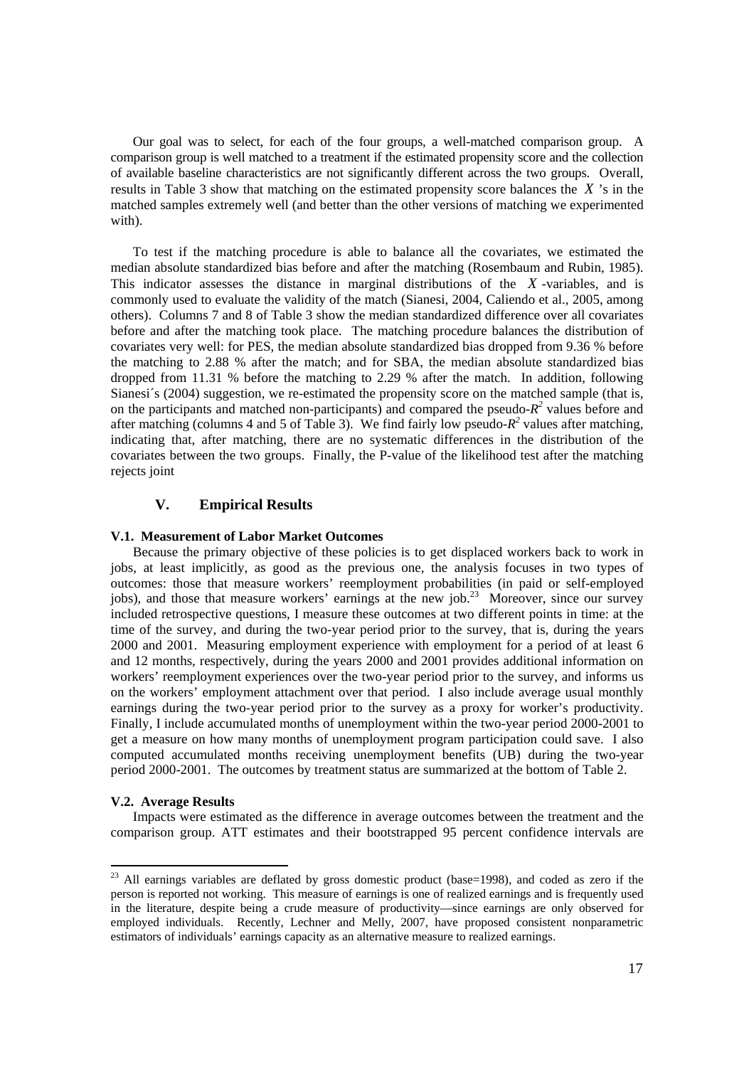Our goal was to select, for each of the four groups, a well-matched comparison group. A comparison group is well matched to a treatment if the estimated propensity score and the collection of available baseline characteristics are not significantly different across the two groups. Overall, results in Table 3 show that matching on the estimated propensity score balances the $X$'s in the matched samples extremely well (and better than the other versions of matching we experimented with).

To test if the matching procedure is able to balance all the covariates, we estimated the median absolute standardized bias before and after the matching (Rosembaum and Rubin, 1985). This indicator assesses the distance in marginal distributions of the $X$-variables, and is commonly used to evaluate the validity of the match (Sianesi, 2004, Caliendo et al., 2005, among others). Columns 7 and 8 of Table 3 show the median standardized difference over all covariates before and after the matching took place. The matching procedure balances the distribution of covariates very well: for PES, the median absolute standardized bias dropped from 9.36 % before the matching to 2.88 % after the match; and for SBA, the median absolute standardized bias dropped from 11.31 % before the matching to 2.29 % after the match. In addition, following Sianesi´s (2004) suggestion, we re-estimated the propensity score on the matched sample (that is, on the participants and matched non-participants) and compared the pseudo-$R^2$ values before and after matching (columns 4 and 5 of Table 3). We find fairly low pseudo-$R^2$ values after matching, indicating that, after matching, there are no systematic differences in the distribution of the covariates between the two groups. Finally, the P-value of the likelihood test after the matching rejects joint

## V. Empirical Results

### V.1. Measurement of Labor Market Outcomes

Because the primary objective of these policies is to get displaced workers back to work in jobs, at least implicitly, as good as the previous one, the analysis focuses in two types of outcomes: those that measure workers' reemployment probabilities (in paid or self-employed jobs), and those that measure workers' earnings at the new job.[23] Moreover, since our survey included retrospective questions, I measure these outcomes at two different points in time: at the time of the survey, and during the two-year period prior to the survey, that is, during the years 2000 and 2001. Measuring employment experience with employment for a period of at least 6 and 12 months, respectively, during the years 2000 and 2001 provides additional information on workers' reemployment experiences over the two-year period prior to the survey, and informs us on the workers' employment attachment over that period. I also include average usual monthly earnings during the two-year period prior to the survey as a proxy for worker's productivity. Finally, I include accumulated months of unemployment within the two-year period 2000-2001 to get a measure on how many months of unemployment program participation could save. I also computed accumulated months receiving unemployment benefits (UB) during the two-year period 2000-2001. The outcomes by treatment status are summarized at the bottom of Table 2.

### V.2. Average Results

Impacts were estimated as the difference in average outcomes between the treatment and the comparison group. ATT estimates and their bootstrapped 95 percent confidence intervals are

[23] All earnings variables are deflated by gross domestic product (base=1998), and coded as zero if the person is reported not working. This measure of earnings is one of realized earnings and is frequently used in the literature, despite being a crude measure of productivity—since earnings are only observed for employed individuals. Recently, Lechner and Melly, 2007, have proposed consistent nonparametric estimators of individuals' earnings capacity as an alternative measure to realized earnings.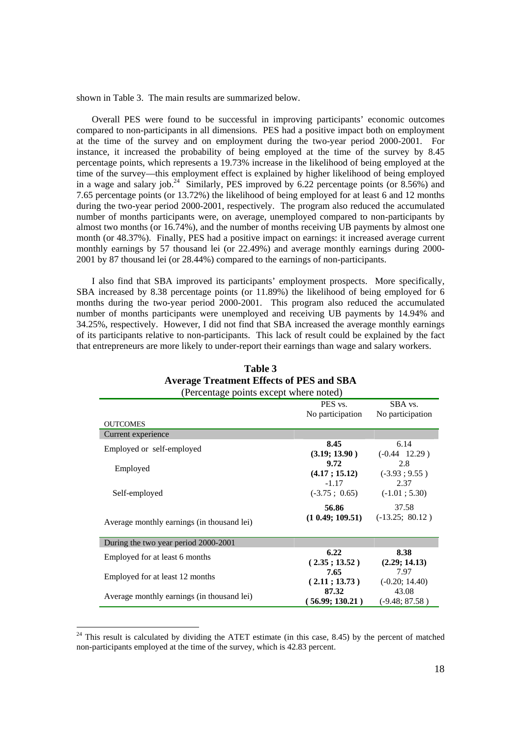shown in Table 3. The main results are summarized below.

Overall PES were found to be successful in improving participants' economic outcomes compared to non-participants in all dimensions. PES had a positive impact both on employment at the time of the survey and on employment during the two-year period 2000-2001. For instance, it increased the probability of being employed at the time of the survey by 8.45 percentage points, which represents a 19.73% increase in the likelihood of being employed at the time of the survey—this employment effect is explained by higher likelihood of being employed in a wage and salary job.[24] Similarly, PES improved by 6.22 percentage points (or 8.56%) and 7.65 percentage points (or 13.72%) the likelihood of being employed for at least 6 and 12 months during the two-year period 2000-2001, respectively. The program also reduced the accumulated number of months participants were, on average, unemployed compared to non-participants by almost two months (or 16.74%), and the number of months receiving UB payments by almost one month (or 48.37%). Finally, PES had a positive impact on earnings: it increased average current monthly earnings by 57 thousand lei (or 22.49%) and average monthly earnings during 2000-2001 by 87 thousand lei (or 28.44%) compared to the earnings of non-participants.

I also find that SBA improved its participants' employment prospects. More specifically, SBA increased by 8.38 percentage points (or 11.89%) the likelihood of being employed for 6 months during the two-year period 2000-2001. This program also reduced the accumulated number of months participants were unemployed and receiving UB payments by 14.94% and 34.25%, respectively. However, I did not find that SBA increased the average monthly earnings of its participants relative to non-participants. This lack of result could be explained by the fact that entrepreneurs are more likely to under-report their earnings than wage and salary workers.

**Table 3**
**Average Treatment Effects of PES and SBA**
(Percentage points except where noted)

| OUTCOMES | PES vs. No participation | SBA vs. No participation |
|---|---|---|
| **Current experience** | | |
| Employed or self-employed | **8.45** **(3.19; 13.90 )** | 6.14 (-0.44 12.29 ) |
| Employed | **9.72** **(4.17 ; 15.12)** | 2.8 (-3.93 ; 9.55 ) |
| Self-employed | -1.17 (-3.75 ; 0.65) | 2.37 (-1.01 ; 5.30) |
| Average monthly earnings (in thousand lei) | **56.86** **(1 0.49; 109.51)** | 37.58 (-13.25; 80.12 ) |
| **During the two year period 2000-2001** | | |
| Employed for at least 6 months | **6.22** **( 2.35 ; 13.52 )** | **8.38** **(2.29; 14.13)** |
| Employed for at least 12 months | **7.65** **( 2.11 ; 13.73 )** | 7.97 (-0.20; 14.40) |
| Average monthly earnings (in thousand lei) | **87.32** **( 56.99; 130.21 )** | 43.08 (-9.48; 87.58 ) |

[24] This result is calculated by dividing the ATET estimate (in this case, 8.45) by the percent of matched non-participants employed at the time of the survey, which is 42.83 percent.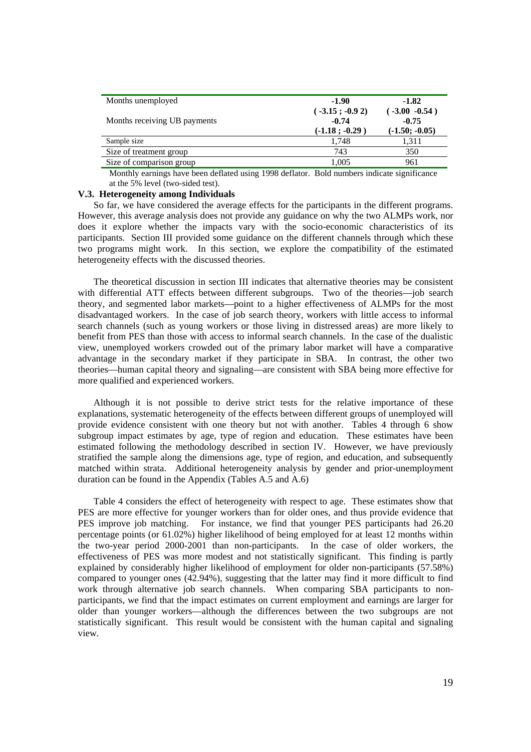| | | |
|---|---|---|
| Months unemployed | **-1.90** | **-1.82** |
| | **( -3.15 ; -0.9 2)** | **( -3.00 -0.54 )** |
| Months receiving UB payments | **-0.74** | **-0.75** |
| | **(-1.18 ; -0.29 )** | **(-1.50; -0.05)** |
| Sample size | 1,748 | 1,311 |
| Size of treatment group | 743 | 350 |
| Size of comparison group | 1,005 | 961 |

Monthly earnings have been deflated using 1998 deflator. Bold numbers indicate significance at the 5% level (two-sided test).

### V.3. Heterogeneity among Individuals

So far, we have considered the average effects for the participants in the different programs. However, this average analysis does not provide any guidance on why the two ALMPs work, nor does it explore whether the impacts vary with the socio-economic characteristics of its participants. Section III provided some guidance on the different channels through which these two programs might work. In this section, we explore the compatibility of the estimated heterogeneity effects with the discussed theories.

The theoretical discussion in section III indicates that alternative theories may be consistent with differential ATT effects between different subgroups. Two of the theories—job search theory, and segmented labor markets—point to a higher effectiveness of ALMPs for the most disadvantaged workers. In the case of job search theory, workers with little access to informal search channels (such as young workers or those living in distressed areas) are more likely to benefit from PES than those with access to informal search channels. In the case of the dualistic view, unemployed workers crowded out of the primary labor market will have a comparative advantage in the secondary market if they participate in SBA. In contrast, the other two theories—human capital theory and signaling—are consistent with SBA being more effective for more qualified and experienced workers.

Although it is not possible to derive strict tests for the relative importance of these explanations, systematic heterogeneity of the effects between different groups of unemployed will provide evidence consistent with one theory but not with another. Tables 4 through 6 show subgroup impact estimates by age, type of region and education. These estimates have been estimated following the methodology described in section IV. However, we have previously stratified the sample along the dimensions age, type of region, and education, and subsequently matched within strata. Additional heterogeneity analysis by gender and prior-unemployment duration can be found in the Appendix (Tables A.5 and A.6)

Table 4 considers the effect of heterogeneity with respect to age. These estimates show that PES are more effective for younger workers than for older ones, and thus provide evidence that PES improve job matching. For instance, we find that younger PES participants had 26.20 percentage points (or 61.02%) higher likelihood of being employed for at least 12 months within the two-year period 2000-2001 than non-participants. In the case of older workers, the effectiveness of PES was more modest and not statistically significant. This finding is partly explained by considerably higher likelihood of employment for older non-participants (57.58%) compared to younger ones (42.94%), suggesting that the latter may find it more difficult to find work through alternative job search channels. When comparing SBA participants to non-participants, we find that the impact estimates on current employment and earnings are larger for older than younger workers—although the differences between the two subgroups are not statistically significant. This result would be consistent with the human capital and signaling view.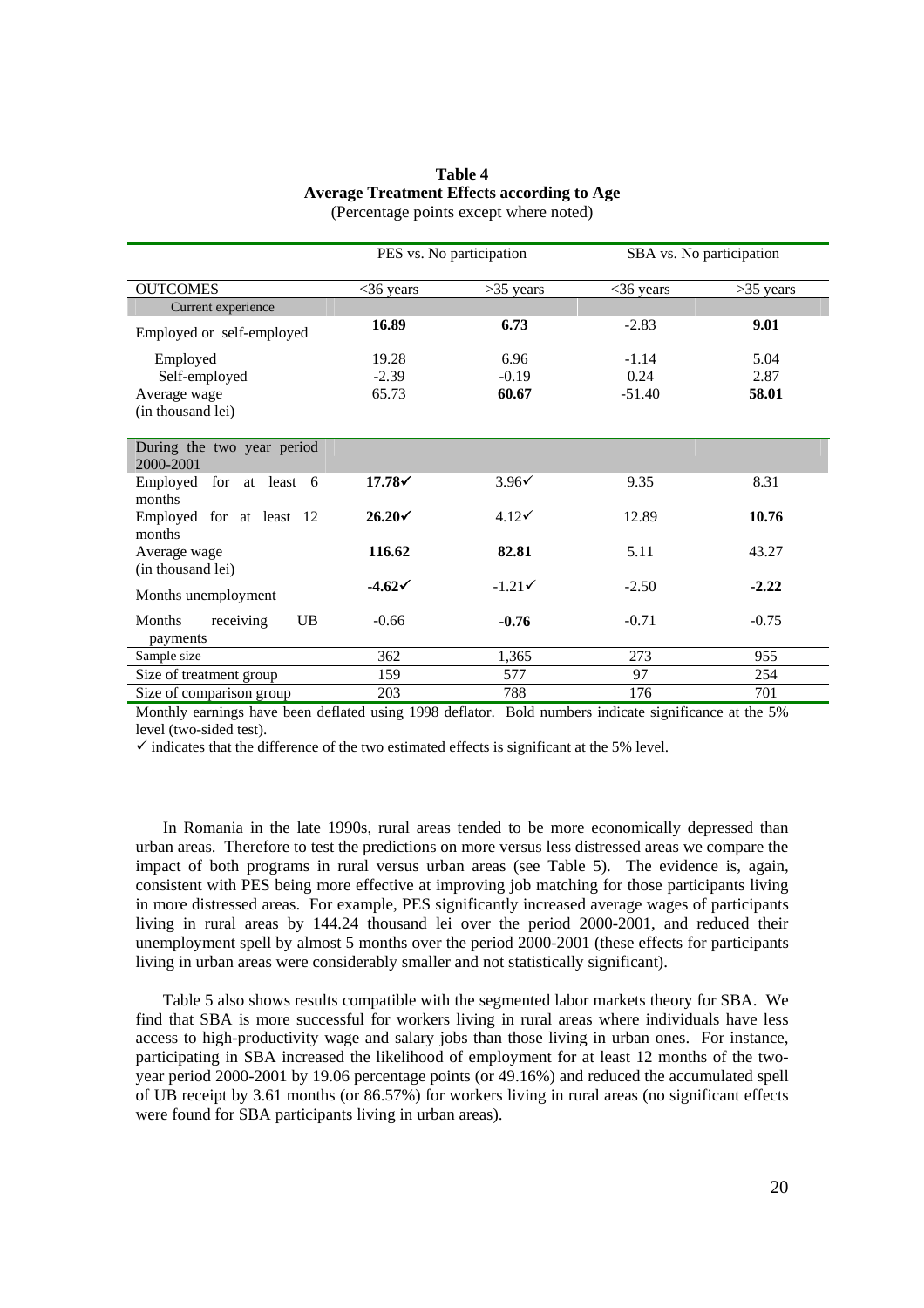**Table 4**
**Average Treatment Effects according to Age**
(Percentage points except where noted)

| | PES vs. No participation | | SBA vs. No participation | |
|---|---|---|---|---|
| OUTCOMES | <36 years | >35 years | <36 years | >35 years |
| *Current experience* | | | | |
| Employed or self-employed | **16.89** | **6.73** | -2.83 | **9.01** |
| Employed | 19.28 | 6.96 | -1.14 | 5.04 |
| Self-employed | -2.39 | -0.19 | 0.24 | 2.87 |
| Average wage (in thousand lei) | 65.73 | **60.67** | -51.40 | **58.01** |
| *During the two year period 2000-2001* | | | | |
| Employed for at least 6 months | **17.78**✓ | 3.96✓ | 9.35 | 8.31 |
| Employed for at least 12 months | **26.20**✓ | 4.12✓ | 12.89 | **10.76** |
| Average wage (in thousand lei) | **116.62** | **82.81** | 5.11 | 43.27 |
| Months unemployment | **-4.62**✓ | -1.21✓ | -2.50 | **-2.22** |
| Months receiving UB payments | -0.66 | **-0.76** | -0.71 | -0.75 |
| Sample size | 362 | 1,365 | 273 | 955 |
| Size of treatment group | 159 | 577 | 97 | 254 |
| Size of comparison group | 203 | 788 | 176 | 701 |

Monthly earnings have been deflated using 1998 deflator. Bold numbers indicate significance at the 5% level (two-sided test).
✓ indicates that the difference of the two estimated effects is significant at the 5% level.

In Romania in the late 1990s, rural areas tended to be more economically depressed than urban areas. Therefore to test the predictions on more versus less distressed areas we compare the impact of both programs in rural versus urban areas (see Table 5). The evidence is, again, consistent with PES being more effective at improving job matching for those participants living in more distressed areas. For example, PES significantly increased average wages of participants living in rural areas by 144.24 thousand lei over the period 2000-2001, and reduced their unemployment spell by almost 5 months over the period 2000-2001 (these effects for participants living in urban areas were considerably smaller and not statistically significant).

Table 5 also shows results compatible with the segmented labor markets theory for SBA. We find that SBA is more successful for workers living in rural areas where individuals have less access to high-productivity wage and salary jobs than those living in urban ones. For instance, participating in SBA increased the likelihood of employment for at least 12 months of the two-year period 2000-2001 by 19.06 percentage points (or 49.16%) and reduced the accumulated spell of UB receipt by 3.61 months (or 86.57%) for workers living in rural areas (no significant effects were found for SBA participants living in urban areas).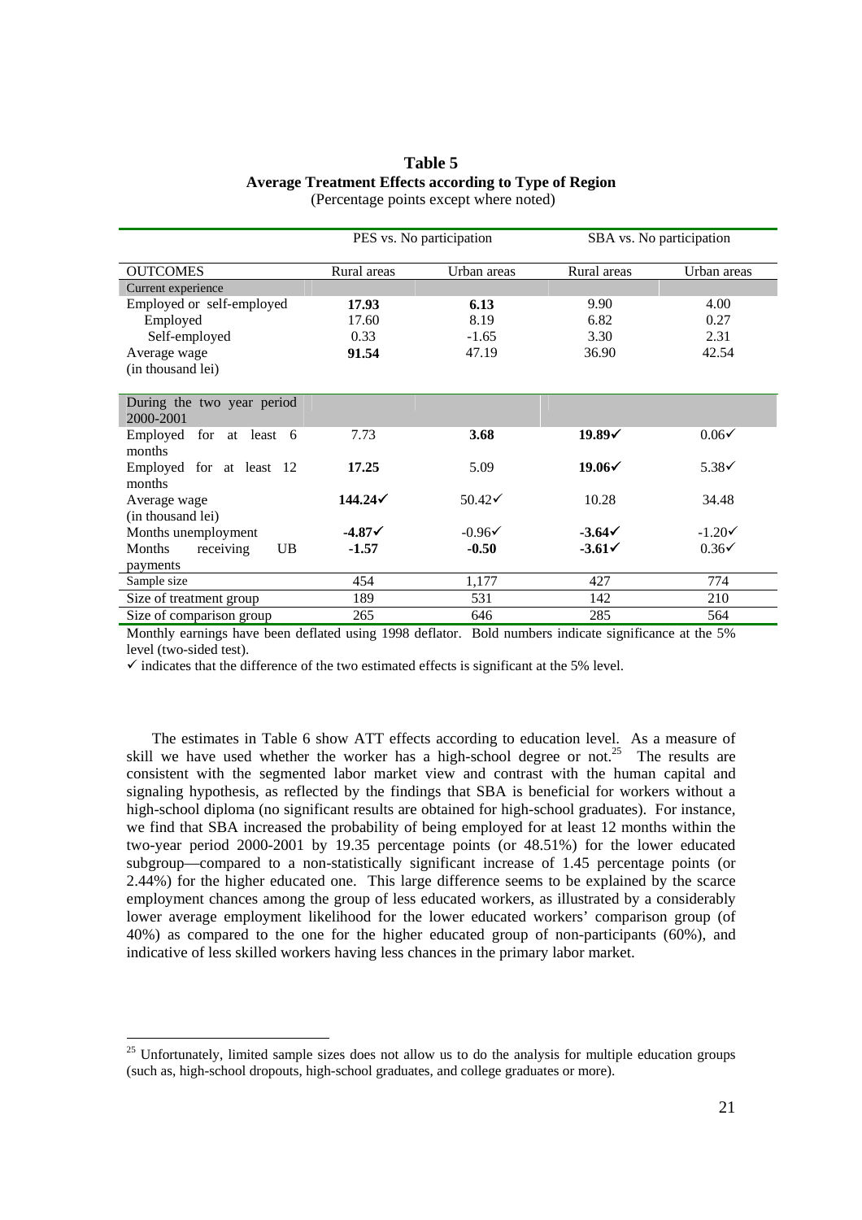**Table 5**
**Average Treatment Effects according to Type of Region**
(Percentage points except where noted)

| | PES vs. No participation | | SBA vs. No participation | |
|---|---|---|---|---|
| OUTCOMES | Rural areas | Urban areas | Rural areas | Urban areas |
| Current experience | | | | |
| Employed or self-employed | **17.93** | **6.13** | 9.90 | 4.00 |
| Employed | 17.60 | 8.19 | 6.82 | 0.27 |
| Self-employed | 0.33 | -1.65 | 3.30 | 2.31 |
| Average wage (in thousand lei) | **91.54** | 47.19 | 36.90 | 42.54 |
| During the two year period 2000-2001 | | | | |
| Employed for at least 6 months | 7.73 | **3.68** | **19.89**✓ | 0.06✓ |
| Employed for at least 12 months | **17.25** | 5.09 | **19.06**✓ | 5.38✓ |
| Average wage (in thousand lei) | **144.24**✓ | 50.42✓ | 10.28 | 34.48 |
| Months unemployment | **-4.87**✓ | -0.96✓ | **-3.64**✓ | -1.20✓ |
| Months receiving UB payments | **-1.57** | **-0.50** | **-3.61**✓ | 0.36✓ |
| Sample size | 454 | 1,177 | 427 | 774 |
| Size of treatment group | 189 | 531 | 142 | 210 |
| Size of comparison group | 265 | 646 | 285 | 564 |

Monthly earnings have been deflated using 1998 deflator. Bold numbers indicate significance at the 5% level (two-sided test).

✓ indicates that the difference of the two estimated effects is significant at the 5% level.

The estimates in Table 6 show ATT effects according to education level. As a measure of skill we have used whether the worker has a high-school degree or not.[25] The results are consistent with the segmented labor market view and contrast with the human capital and signaling hypothesis, as reflected by the findings that SBA is beneficial for workers without a high-school diploma (no significant results are obtained for high-school graduates). For instance, we find that SBA increased the probability of being employed for at least 12 months within the two-year period 2000-2001 by 19.35 percentage points (or 48.51%) for the lower educated subgroup—compared to a non-statistically significant increase of 1.45 percentage points (or 2.44%) for the higher educated one. This large difference seems to be explained by the scarce employment chances among the group of less educated workers, as illustrated by a considerably lower average employment likelihood for the lower educated workers' comparison group (of 40%) as compared to the one for the higher educated group of non-participants (60%), and indicative of less skilled workers having less chances in the primary labor market.

[25] Unfortunately, limited sample sizes does not allow us to do the analysis for multiple education groups (such as, high-school dropouts, high-school graduates, and college graduates or more).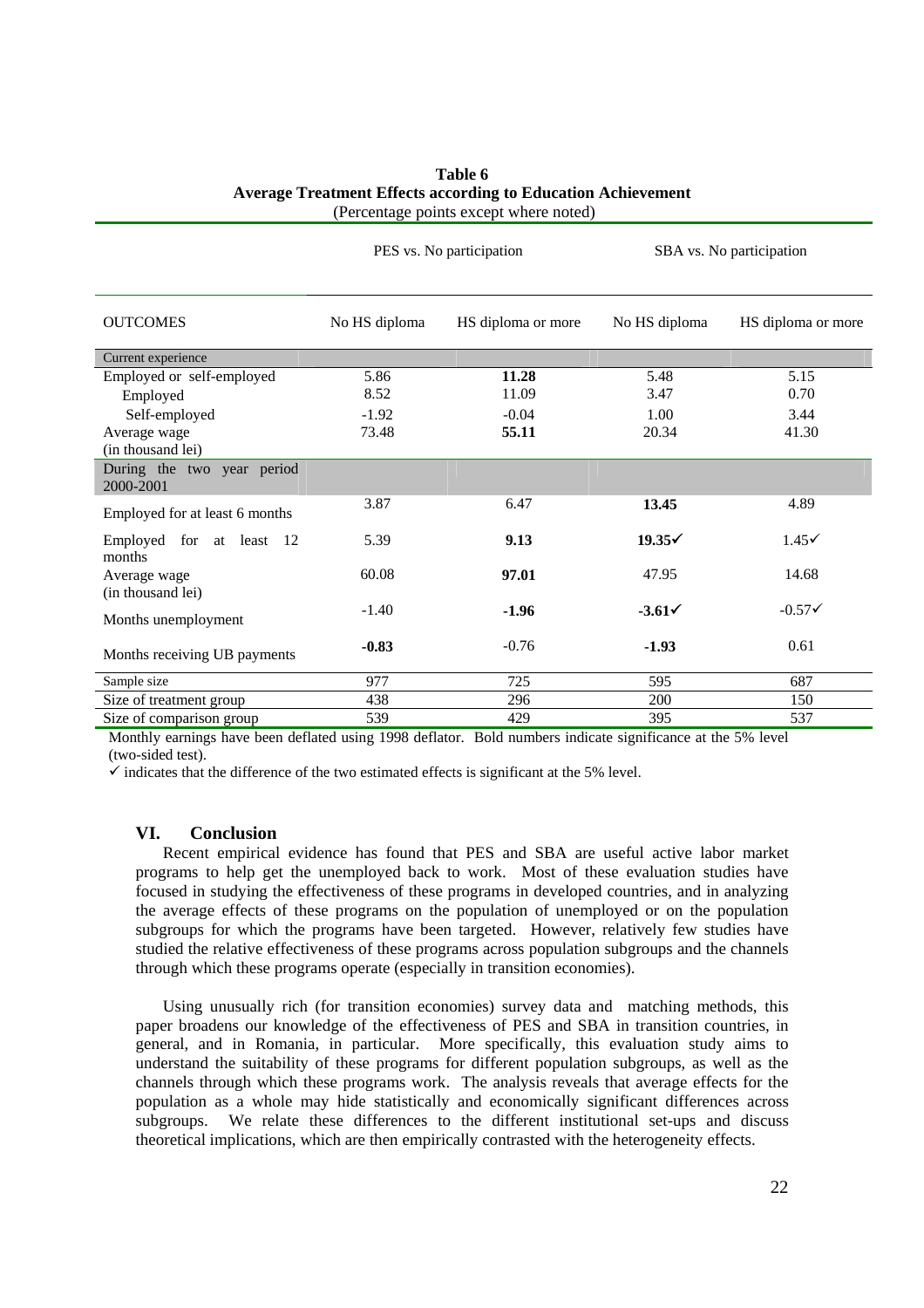**Table 6**
**Average Treatment Effects according to Education Achievement**
(Percentage points except where noted)

| | PES vs. No participation | | SBA vs. No participation | |
|---|---|---|---|---|
| OUTCOMES | No HS diploma | HS diploma or more | No HS diploma | HS diploma or more |
| Current experience | | | | |
| Employed or self-employed | 5.86 | **11.28** | 5.48 | 5.15 |
| Employed | 8.52 | 11.09 | 3.47 | 0.70 |
| Self-employed | -1.92 | -0.04 | 1.00 | 3.44 |
| Average wage (in thousand lei) | 73.48 | **55.11** | 20.34 | 41.30 |
| During the two year period 2000-2001 | | | | |
| Employed for at least 6 months | 3.87 | 6.47 | **13.45** | 4.89 |
| Employed for at least 12 months | 5.39 | **9.13** | **19.35**✓ | 1.45✓ |
| Average wage (in thousand lei) | 60.08 | **97.01** | 47.95 | 14.68 |
| Months unemployment | -1.40 | **-1.96** | **-3.61**✓ | -0.57✓ |
| Months receiving UB payments | **-0.83** | -0.76 | **-1.93** | 0.61 |
| Sample size | 977 | 725 | 595 | 687 |
| Size of treatment group | 438 | 296 | 200 | 150 |
| Size of comparison group | 539 | 429 | 395 | 537 |

Monthly earnings have been deflated using 1998 deflator. Bold numbers indicate significance at the 5% level (two-sided test).

✓ indicates that the difference of the two estimated effects is significant at the 5% level.

## VI. Conclusion

Recent empirical evidence has found that PES and SBA are useful active labor market programs to help get the unemployed back to work. Most of these evaluation studies have focused in studying the effectiveness of these programs in developed countries, and in analyzing the average effects of these programs on the population of unemployed or on the population subgroups for which the programs have been targeted. However, relatively few studies have studied the relative effectiveness of these programs across population subgroups and the channels through which these programs operate (especially in transition economies).

Using unusually rich (for transition economies) survey data and matching methods, this paper broadens our knowledge of the effectiveness of PES and SBA in transition countries, in general, and in Romania, in particular. More specifically, this evaluation study aims to understand the suitability of these programs for different population subgroups, as well as the channels through which these programs work. The analysis reveals that average effects for the population as a whole may hide statistically and economically significant differences across subgroups. We relate these differences to the different institutional set-ups and discuss theoretical implications, which are then empirically contrasted with the heterogeneity effects.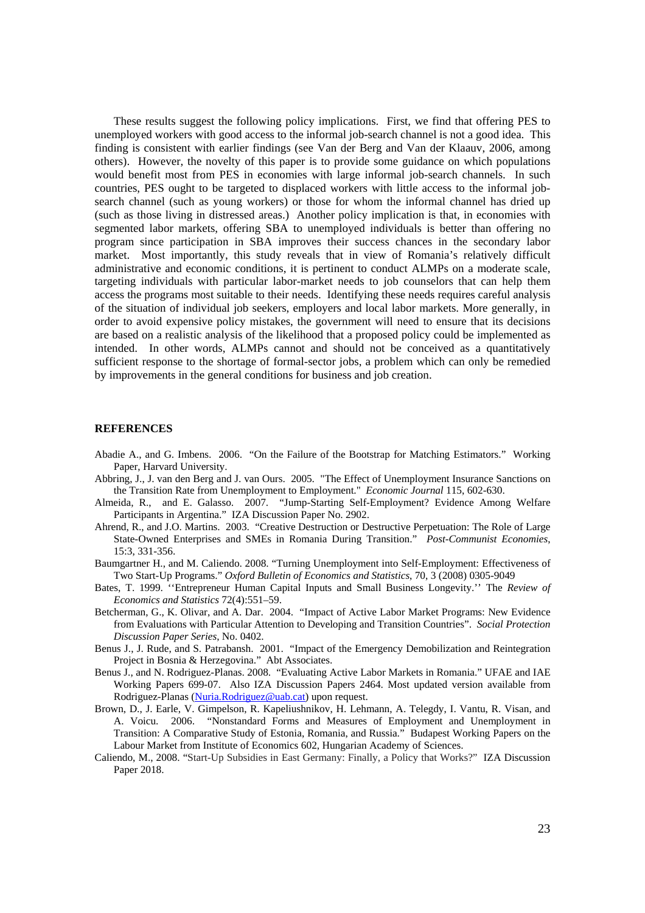These results suggest the following policy implications. First, we find that offering PES to unemployed workers with good access to the informal job-search channel is not a good idea. This finding is consistent with earlier findings (see Van der Berg and Van der Klaauv, 2006, among others). However, the novelty of this paper is to provide some guidance on which populations would benefit most from PES in economies with large informal job-search channels. In such countries, PES ought to be targeted to displaced workers with little access to the informal job-search channel (such as young workers) or those for whom the informal channel has dried up (such as those living in distressed areas.) Another policy implication is that, in economies with segmented labor markets, offering SBA to unemployed individuals is better than offering no program since participation in SBA improves their success chances in the secondary labor market. Most importantly, this study reveals that in view of Romania's relatively difficult administrative and economic conditions, it is pertinent to conduct ALMPs on a moderate scale, targeting individuals with particular labor-market needs to job counselors that can help them access the programs most suitable to their needs. Identifying these needs requires careful analysis of the situation of individual job seekers, employers and local labor markets. More generally, in order to avoid expensive policy mistakes, the government will need to ensure that its decisions are based on a realistic analysis of the likelihood that a proposed policy could be implemented as intended. In other words, ALMPs cannot and should not be conceived as a quantitatively sufficient response to the shortage of formal-sector jobs, a problem which can only be remedied by improvements in the general conditions for business and job creation.

## REFERENCES

Abadie A., and G. Imbens. 2006. "On the Failure of the Bootstrap for Matching Estimators." Working Paper, Harvard University.

Abbring, J., J. van den Berg and J. van Ours. 2005. "The Effect of Unemployment Insurance Sanctions on the Transition Rate from Unemployment to Employment." *Economic Journal* 115, 602-630.

Almeida, R., and E. Galasso. 2007. "Jump-Starting Self-Employment? Evidence Among Welfare Participants in Argentina." IZA Discussion Paper No. 2902.

Ahrend, R., and J.O. Martins. 2003. "Creative Destruction or Destructive Perpetuation: The Role of Large State-Owned Enterprises and SMEs in Romania During Transition." *Post-Communist Economies*, 15:3, 331-356.

Baumgartner H., and M. Caliendo. 2008. "Turning Unemployment into Self-Employment: Effectiveness of Two Start-Up Programs." *Oxford Bulletin of Economics and Statistics*, 70, 3 (2008) 0305-9049

Bates, T. 1999. ''Entrepreneur Human Capital Inputs and Small Business Longevity.'' The *Review of Economics and Statistics* 72(4):551–59.

Betcherman, G., K. Olivar, and A. Dar. 2004. "Impact of Active Labor Market Programs: New Evidence from Evaluations with Particular Attention to Developing and Transition Countries". *Social Protection Discussion Paper Series*, No. 0402.

Benus J., J. Rude, and S. Patrabansh. 2001. "Impact of the Emergency Demobilization and Reintegration Project in Bosnia & Herzegovina." Abt Associates.

Benus J., and N. Rodriguez-Planas. 2008. "Evaluating Active Labor Markets in Romania." UFAE and IAE Working Papers 699-07. Also IZA Discussion Papers 2464. Most updated version available from Rodriguez-Planas (Nuria.Rodriguez@uab.cat) upon request.

Brown, D., J. Earle, V. Gimpelson, R. Kapeliushnikov, H. Lehmann, A. Telegdy, I. Vantu, R. Visan, and A. Voicu. 2006. "Nonstandard Forms and Measures of Employment and Unemployment in Transition: A Comparative Study of Estonia, Romania, and Russia." Budapest Working Papers on the Labour Market from Institute of Economics 602, Hungarian Academy of Sciences.

Caliendo, M., 2008. "Start-Up Subsidies in East Germany: Finally, a Policy that Works?" IZA Discussion Paper 2018.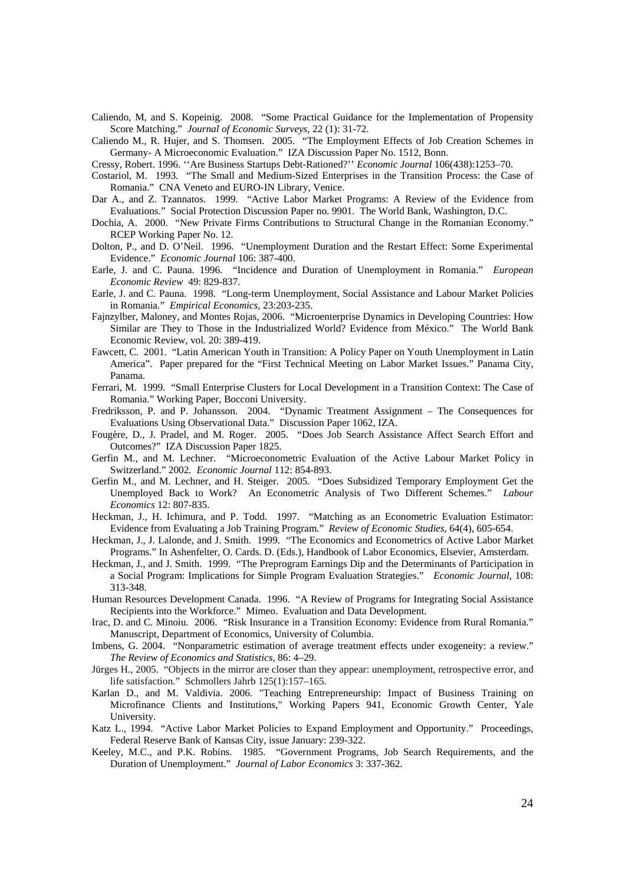Caliendo, M, and S. Kopeinig. 2008. "Some Practical Guidance for the Implementation of Propensity Score Matching." *Journal of Economic Surveys*, 22 (1): 31-72.

Caliendo M., R. Hujer, and S. Thomsen. 2005. "The Employment Effects of Job Creation Schemes in Germany- A Microeconomic Evaluation." IZA Discussion Paper No. 1512, Bonn.

Cressy, Robert. 1996. ''Are Business Startups Debt-Rationed?'' *Economic Journal* 106(438):1253–70.

Costariol, M. 1993. "The Small and Medium-Sized Enterprises in the Transition Process: the Case of Romania." CNA Veneto and EURO-IN Library, Venice.

Dar A., and Z. Tzannatos. 1999. "Active Labor Market Programs: A Review of the Evidence from Evaluations." Social Protection Discussion Paper no. 9901. The World Bank, Washington, D.C.

Dochia, A. 2000. "New Private Firms Contributions to Structural Change in the Romanian Economy." RCEP Working Paper No. 12.

Dolton, P., and D. O'Neil. 1996. "Unemployment Duration and the Restart Effect: Some Experimental Evidence." *Economic Journal* 106: 387-400.

Earle, J. and C. Pauna. 1996. "Incidence and Duration of Unemployment in Romania." *European Economic Review* 49: 829-837.

Earle, J. and C. Pauna. 1998. "Long-term Unemployment, Social Assistance and Labour Market Policies in Romania." *Empirical Economics*, 23:203-235.

Fajnzylber, Maloney, and Montes Rojas, 2006. "Microenterprise Dynamics in Developing Countries: How Similar are They to Those in the Industrialized World? Evidence from México." The World Bank Economic Review, vol. 20: 389-419.

Fawcett, C. 2001. "Latin American Youth in Transition: A Policy Paper on Youth Unemployment in Latin America". Paper prepared for the "First Technical Meeting on Labor Market Issues." Panama City, Panama.

Ferrari, M. 1999. "Small Enterprise Clusters for Local Development in a Transition Context: The Case of Romania." Working Paper, Bocconi University.

Fredriksson, P. and P. Johansson. 2004. "Dynamic Treatment Assignment – The Consequences for Evaluations Using Observational Data." Discussion Paper 1062, IZA.

Fougère, D., J. Pradel, and M. Roger. 2005. "Does Job Search Assistance Affect Search Effort and Outcomes?" IZA Discussion Paper 1825.

Gerfin M., and M. Lechner. "Microeconometric Evaluation of the Active Labour Market Policy in Switzerland." 2002*. Economic Journal* 112: 854-893.

Gerfin M., and M. Lechner, and H. Steiger. 2005. "Does Subsidized Temporary Employment Get the Unemployed Back to Work? An Econometric Analysis of Two Different Schemes." *Labour Economics* 12: 807-835.

Heckman, J., H. Ichimura, and P. Todd. 1997. "Matching as an Econometric Evaluation Estimator: Evidence from Evaluating a Job Training Program." *Review of Economic Studies*, 64(4), 605-654.

Heckman, J., J. Lalonde, and J. Smith. 1999. "The Economics and Econometrics of Active Labor Market Programs." In Ashenfelter, O. Cards. D. (Eds.), Handbook of Labor Economics, Elsevier, Amsterdam.

Heckman, J., and J. Smith. 1999. "The Preprogram Earnings Dip and the Determinants of Participation in a Social Program: Implications for Simple Program Evaluation Strategies." *Economic Journal*, 108: 313-348.

Human Resources Development Canada. 1996. "A Review of Programs for Integrating Social Assistance Recipients into the Workforce." Mimeo. Evaluation and Data Development.

Irac, D. and C. Minoiu. 2006. "Risk Insurance in a Transition Economy: Evidence from Rural Romania." Manuscript, Department of Economics, University of Columbia.

Imbens, G. 2004. "Nonparametric estimation of average treatment effects under exogeneity: a review." *The Review of Economics and Statistics*, 86: 4–29.

Jürges H., 2005. "Objects in the mirror are closer than they appear: unemployment, retrospective error, and life satisfaction." Schmollers Jahrb 125(1):157–165.

Karlan D., and M. Valdivia. 2006. "Teaching Entrepreneurship: Impact of Business Training on Microfinance Clients and Institutions," Working Papers 941, Economic Growth Center, Yale University.

Katz L., 1994. "Active Labor Market Policies to Expand Employment and Opportunity." Proceedings, Federal Reserve Bank of Kansas City, issue January: 239-322.

Keeley, M.C., and P.K. Robins. 1985. "Government Programs, Job Search Requirements, and the Duration of Unemployment." *Journal of Labor Economics* 3: 337-362.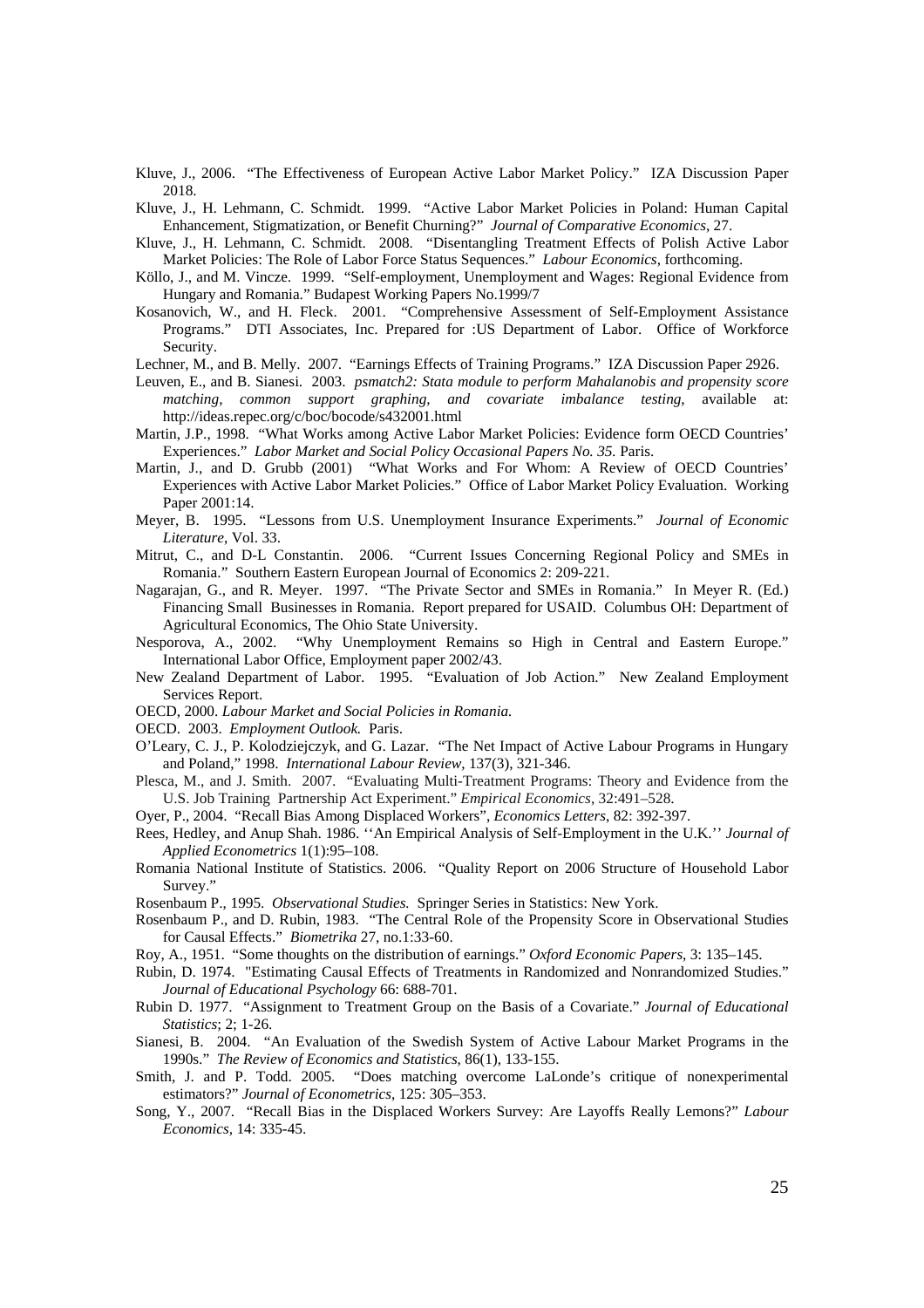Kluve, J., 2006. "The Effectiveness of European Active Labor Market Policy." IZA Discussion Paper 2018.

Kluve, J., H. Lehmann, C. Schmidt. 1999. "Active Labor Market Policies in Poland: Human Capital Enhancement, Stigmatization, or Benefit Churning?" *Journal of Comparative Economics*, 27.

Kluve, J., H. Lehmann, C. Schmidt. 2008. "Disentangling Treatment Effects of Polish Active Labor Market Policies: The Role of Labor Force Status Sequences." *Labour Economics*, forthcoming.

Köllo, J., and M. Vincze. 1999. "Self-employment, Unemployment and Wages: Regional Evidence from Hungary and Romania." Budapest Working Papers No.1999/7

Kosanovich, W., and H. Fleck. 2001. "Comprehensive Assessment of Self-Employment Assistance Programs." DTI Associates, Inc. Prepared for :US Department of Labor. Office of Workforce Security.

Lechner, M., and B. Melly. 2007. "Earnings Effects of Training Programs." IZA Discussion Paper 2926.

Leuven, E., and B. Sianesi. 2003. *psmatch2: Stata module to perform Mahalanobis and propensity score matching, common support graphing, and covariate imbalance testing*, available at: http://ideas.repec.org/c/boc/bocode/s432001.html

Martin, J.P., 1998. "What Works among Active Labor Market Policies: Evidence form OECD Countries' Experiences." *Labor Market and Social Policy Occasional Papers No. 35.* Paris.

Martin, J., and D. Grubb (2001) "What Works and For Whom: A Review of OECD Countries' Experiences with Active Labor Market Policies." Office of Labor Market Policy Evaluation. Working Paper 2001:14.

Meyer, B. 1995. "Lessons from U.S. Unemployment Insurance Experiments." *Journal of Economic Literature*, Vol. 33.

Mitrut, C., and D-L Constantin. 2006. "Current Issues Concerning Regional Policy and SMEs in Romania." Southern Eastern European Journal of Economics 2: 209-221.

Nagarajan, G., and R. Meyer. 1997. "The Private Sector and SMEs in Romania." In Meyer R. (Ed.) Financing Small Businesses in Romania. Report prepared for USAID. Columbus OH: Department of Agricultural Economics, The Ohio State University.

Nesporova, A., 2002. "Why Unemployment Remains so High in Central and Eastern Europe." International Labor Office, Employment paper 2002/43.

New Zealand Department of Labor. 1995. "Evaluation of Job Action." New Zealand Employment Services Report.

OECD, 2000. *Labour Market and Social Policies in Romania.*

OECD. 2003. *Employment Outlook.* Paris.

O'Leary, C. J., P. Kolodziejczyk, and G. Lazar. "The Net Impact of Active Labour Programs in Hungary and Poland," 1998. *International Labour Review*, 137(3), 321-346.

Plesca, M., and J. Smith. 2007. "Evaluating Multi-Treatment Programs: Theory and Evidence from the U.S. Job Training Partnership Act Experiment." *Empirical Economics*, 32:491–528.

Oyer, P., 2004. "Recall Bias Among Displaced Workers", *Economics Letters*, 82: 392-397.

Rees, Hedley, and Anup Shah. 1986. ''An Empirical Analysis of Self-Employment in the U.K.'' *Journal of Applied Econometrics* 1(1):95–108.

Romania National Institute of Statistics. 2006. "Quality Report on 2006 Structure of Household Labor Survey."

Rosenbaum P., 1995. *Observational Studies.* Springer Series in Statistics: New York.

Rosenbaum P., and D. Rubin, 1983. "The Central Role of the Propensity Score in Observational Studies for Causal Effects." *Biometrika* 27, no.1:33-60.

Roy, A., 1951. "Some thoughts on the distribution of earnings." *Oxford Economic Papers*, 3: 135–145.

Rubin, D. 1974. "Estimating Causal Effects of Treatments in Randomized and Nonrandomized Studies." *Journal of Educational Psychology* 66: 688-701.

Rubin D. 1977. "Assignment to Treatment Group on the Basis of a Covariate." *Journal of Educational Statistics*; 2; 1-26.

Sianesi, B. 2004. "An Evaluation of the Swedish System of Active Labour Market Programs in the 1990s." *The Review of Economics and Statistics*, 86(1), 133-155.

Smith, J. and P. Todd. 2005. "Does matching overcome LaLonde's critique of nonexperimental estimators?" *Journal of Econometrics*, 125: 305–353.

Song, Y., 2007. "Recall Bias in the Displaced Workers Survey: Are Layoffs Really Lemons?" *Labour Economics*, 14: 335-45.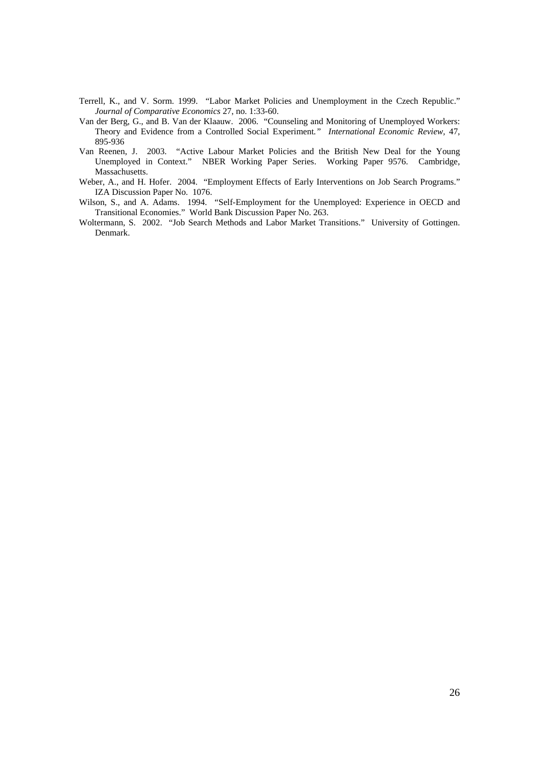Terrell, K., and V. Sorm. 1999. "Labor Market Policies and Unemployment in the Czech Republic." *Journal of Comparative Economics* 27, no. 1:33-60.

Van der Berg, G., and B. Van der Klaauw. 2006. "Counseling and Monitoring of Unemployed Workers: Theory and Evidence from a Controlled Social Experiment." *International Economic Review*, 47, 895-936

Van Reenen, J. 2003. "Active Labour Market Policies and the British New Deal for the Young Unemployed in Context." NBER Working Paper Series. Working Paper 9576. Cambridge, Massachusetts.

Weber, A., and H. Hofer. 2004. "Employment Effects of Early Interventions on Job Search Programs." IZA Discussion Paper No. 1076.

Wilson, S., and A. Adams. 1994. "Self-Employment for the Unemployed: Experience in OECD and Transitional Economies." World Bank Discussion Paper No. 263.

Woltermann, S. 2002. "Job Search Methods and Labor Market Transitions." University of Gottingen. Denmark.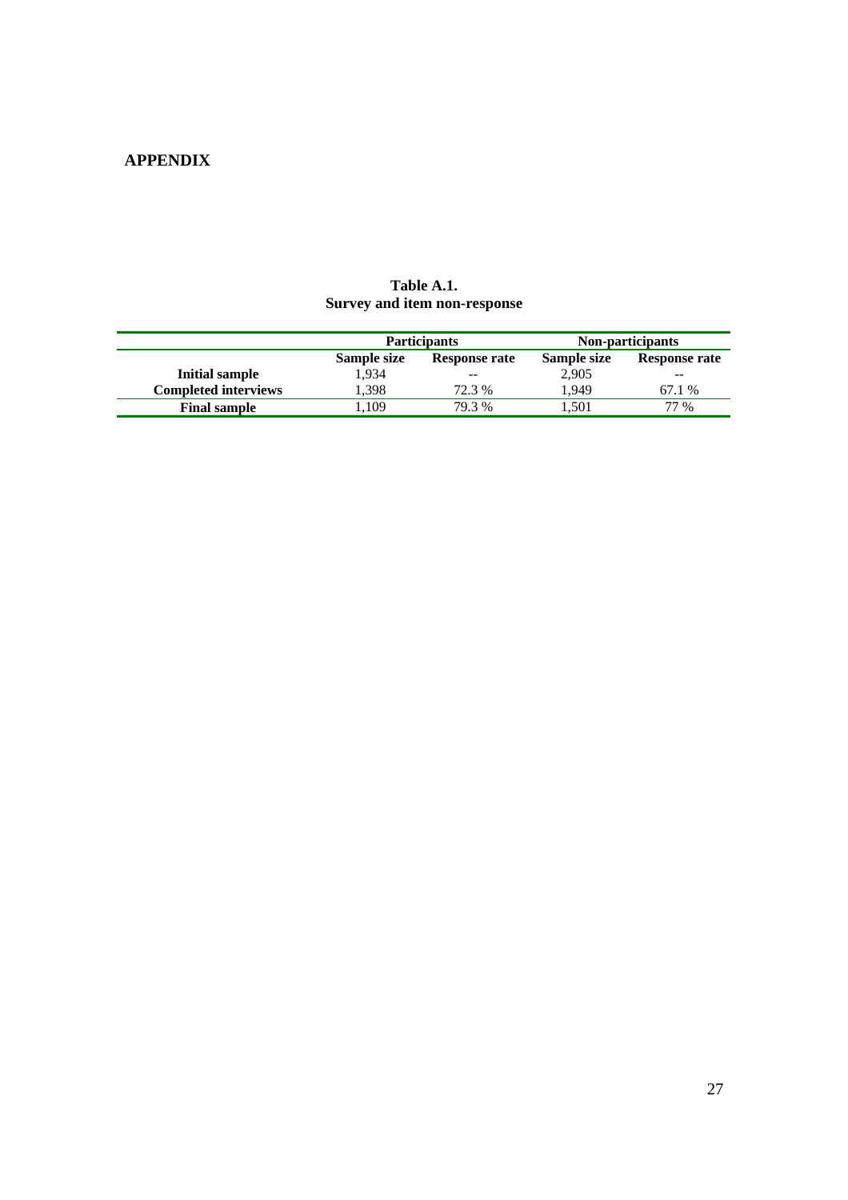# APPENDIX

**Table A.1.**
**Survey and item non-response**

| | Participants | | Non-participants | |
|---|---|---|---|---|
| | **Sample size** | **Response rate** | **Sample size** | **Response rate** |
| **Initial sample** | 1,934 | -- | 2,905 | -- |
| **Completed interviews** | 1,398 | 72.3 % | 1,949 | 67.1 % |
| **Final sample** | 1,109 | 79.3 % | 1,501 | 77 % |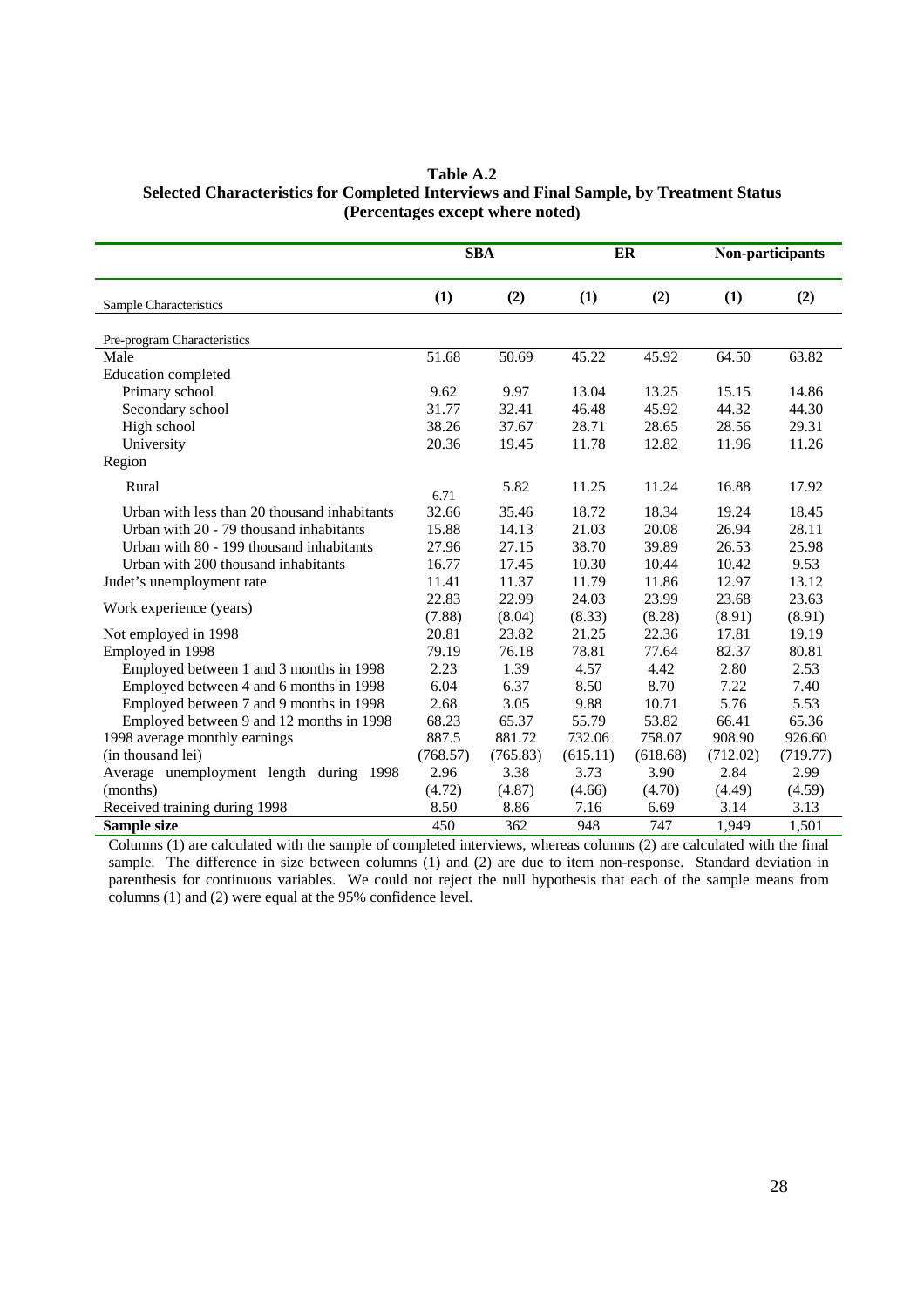**Table A.2**
**Selected Characteristics for Completed Interviews and Final Sample, by Treatment Status**
**(Percentages except where noted)**

| | **SBA** | | **ER** | | **Non-participants** | |
|---|---|---|---|---|---|---|
| Sample Characteristics | **(1)** | **(2)** | **(1)** | **(2)** | **(1)** | **(2)** |
| Pre-program Characteristics | | | | | | |
| Male | 51.68 | 50.69 | 45.22 | 45.92 | 64.50 | 63.82 |
| Education completed | | | | | | |
| Primary school | 9.62 | 9.97 | 13.04 | 13.25 | 15.15 | 14.86 |
| Secondary school | 31.77 | 32.41 | 46.48 | 45.92 | 44.32 | 44.30 |
| High school | 38.26 | 37.67 | 28.71 | 28.65 | 28.56 | 29.31 |
| University | 20.36 | 19.45 | 11.78 | 12.82 | 11.96 | 11.26 |
| Region | | | | | | |
| Rural | 6.71 | 5.82 | 11.25 | 11.24 | 16.88 | 17.92 |
| Urban with less than 20 thousand inhabitants | 32.66 | 35.46 | 18.72 | 18.34 | 19.24 | 18.45 |
| Urban with 20 - 79 thousand inhabitants | 15.88 | 14.13 | 21.03 | 20.08 | 26.94 | 28.11 |
| Urban with 80 - 199 thousand inhabitants | 27.96 | 27.15 | 38.70 | 39.89 | 26.53 | 25.98 |
| Urban with 200 thousand inhabitants | 16.77 | 17.45 | 10.30 | 10.44 | 10.42 | 9.53 |
| Judet's unemployment rate | 11.41 | 11.37 | 11.79 | 11.86 | 12.97 | 13.12 |
| Work experience (years) | 22.83 | 22.99 | 24.03 | 23.99 | 23.68 | 23.63 |
| | (7.88) | (8.04) | (8.33) | (8.28) | (8.91) | (8.91) |
| Not employed in 1998 | 20.81 | 23.82 | 21.25 | 22.36 | 17.81 | 19.19 |
| Employed in 1998 | 79.19 | 76.18 | 78.81 | 77.64 | 82.37 | 80.81 |
| Employed between 1 and 3 months in 1998 | 2.23 | 1.39 | 4.57 | 4.42 | 2.80 | 2.53 |
| Employed between 4 and 6 months in 1998 | 6.04 | 6.37 | 8.50 | 8.70 | 7.22 | 7.40 |
| Employed between 7 and 9 months in 1998 | 2.68 | 3.05 | 9.88 | 10.71 | 5.76 | 5.53 |
| Employed between 9 and 12 months in 1998 | 68.23 | 65.37 | 55.79 | 53.82 | 66.41 | 65.36 |
| 1998 average monthly earnings | 887.5 | 881.72 | 732.06 | 758.07 | 908.90 | 926.60 |
| (in thousand lei) | (768.57) | (765.83) | (615.11) | (618.68) | (712.02) | (719.77) |
| Average unemployment length during 1998 | 2.96 | 3.38 | 3.73 | 3.90 | 2.84 | 2.99 |
| (months) | (4.72) | (4.87) | (4.66) | (4.70) | (4.49) | (4.59) |
| Received training during 1998 | 8.50 | 8.86 | 7.16 | 6.69 | 3.14 | 3.13 |
| **Sample size** | 450 | 362 | 948 | 747 | 1,949 | 1,501 |

Columns (1) are calculated with the sample of completed interviews, whereas columns (2) are calculated with the final sample. The difference in size between columns (1) and (2) are due to item non-response. Standard deviation in parenthesis for continuous variables. We could not reject the null hypothesis that each of the sample means from columns (1) and (2) were equal at the 95% confidence level.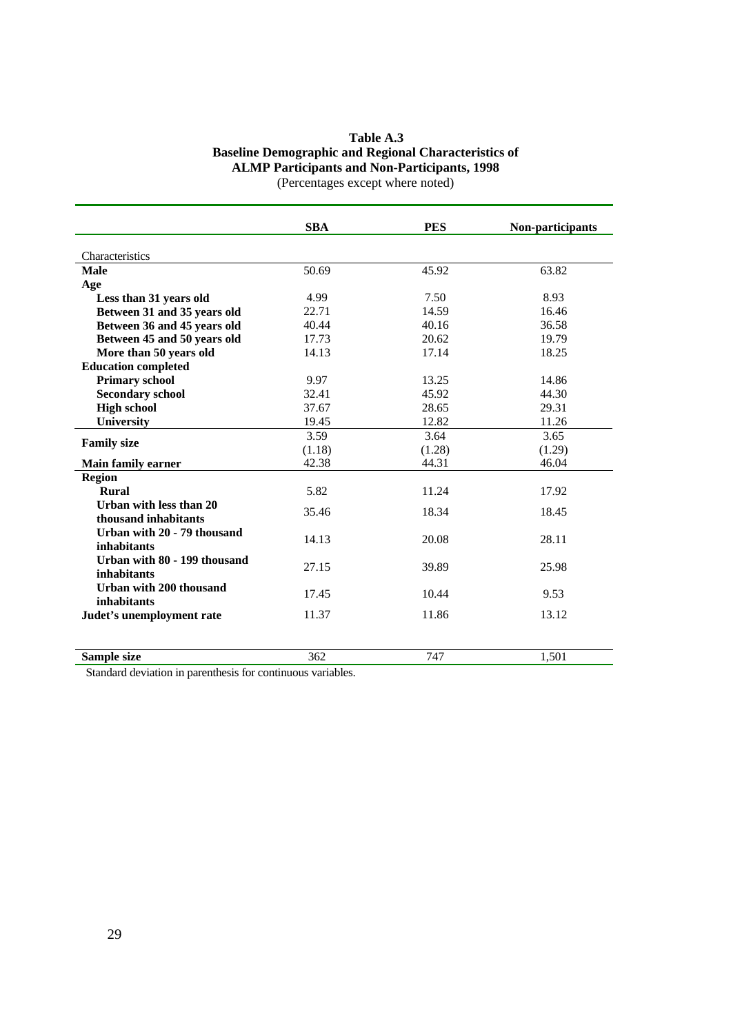**Table A.3**
**Baseline Demographic and Regional Characteristics of ALMP Participants and Non-Participants, 1998**
(Percentages except where noted)

| | **SBA** | **PES** | **Non-participants** |
|---|---|---|---|
| Characteristics | | | |
| **Male** | 50.69 | 45.92 | 63.82 |
| **Age** | | | |
| **Less than 31 years old** | 4.99 | 7.50 | 8.93 |
| **Between 31 and 35 years old** | 22.71 | 14.59 | 16.46 |
| **Between 36 and 45 years old** | 40.44 | 40.16 | 36.58 |
| **Between 45 and 50 years old** | 17.73 | 20.62 | 19.79 |
| **More than 50 years old** | 14.13 | 17.14 | 18.25 |
| **Education completed** | | | |
| **Primary school** | 9.97 | 13.25 | 14.86 |
| **Secondary school** | 32.41 | 45.92 | 44.30 |
| **High school** | 37.67 | 28.65 | 29.31 |
| **University** | 19.45 | 12.82 | 11.26 |
| **Family size** | 3.59<br>(1.18) | 3.64<br>(1.28) | 3.65<br>(1.29) |
| **Main family earner** | 42.38 | 44.31 | 46.04 |
| **Region** | | | |
| **Rural** | 5.82 | 11.24 | 17.92 |
| **Urban with less than 20 thousand inhabitants** | 35.46 | 18.34 | 18.45 |
| **Urban with 20 - 79 thousand inhabitants** | 14.13 | 20.08 | 28.11 |
| **Urban with 80 - 199 thousand inhabitants** | 27.15 | 39.89 | 25.98 |
| **Urban with 200 thousand inhabitants** | 17.45 | 10.44 | 9.53 |
| **Judet's unemployment rate** | 11.37 | 11.86 | 13.12 |
| **Sample size** | 362 | 747 | 1,501 |

Standard deviation in parenthesis for continuous variables.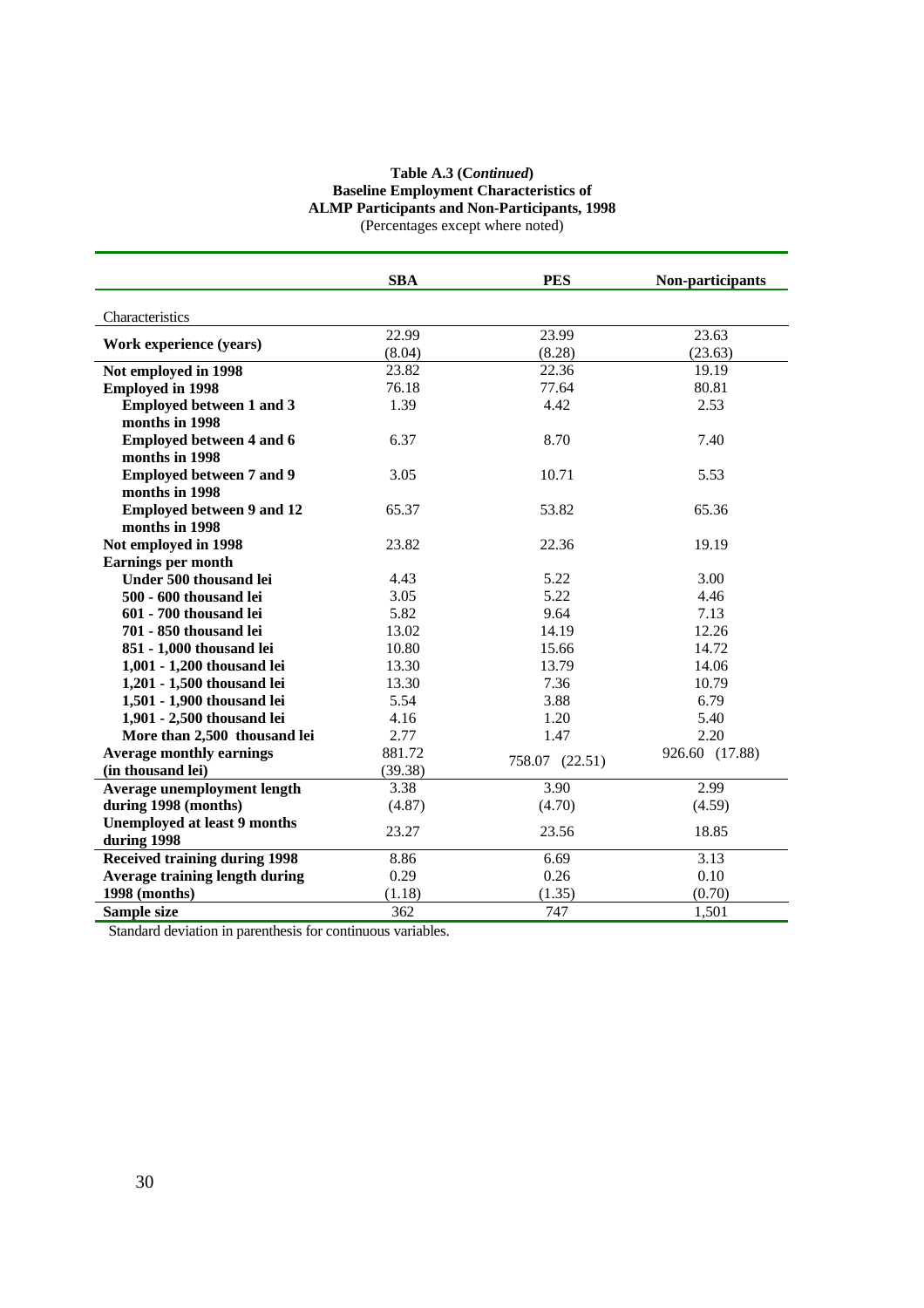**Table A.3 (*Continued*)**
**Baseline Employment Characteristics of ALMP Participants and Non-Participants, 1998**
(Percentages except where noted)

| | **SBA** | **PES** | **Non-participants** |
|---|---|---|---|
| Characteristics | | | |
| **Work experience (years)** | 22.99 (8.04) | 23.99 (8.28) | 23.63 (23.63) |
| **Not employed in 1998** | 23.82 | 22.36 | 19.19 |
| **Employed in 1998** | 76.18 | 77.64 | 80.81 |
| **Employed between 1 and 3 months in 1998** | 1.39 | 4.42 | 2.53 |
| **Employed between 4 and 6 months in 1998** | 6.37 | 8.70 | 7.40 |
| **Employed between 7 and 9 months in 1998** | 3.05 | 10.71 | 5.53 |
| **Employed between 9 and 12 months in 1998** | 65.37 | 53.82 | 65.36 |
| **Not employed in 1998** | 23.82 | 22.36 | 19.19 |
| **Earnings per month** | | | |
| **Under 500 thousand lei** | 4.43 | 5.22 | 3.00 |
| **500 - 600 thousand lei** | 3.05 | 5.22 | 4.46 |
| **601 - 700 thousand lei** | 5.82 | 9.64 | 7.13 |
| **701 - 850 thousand lei** | 13.02 | 14.19 | 12.26 |
| **851 - 1,000 thousand lei** | 10.80 | 15.66 | 14.72 |
| **1,001 - 1,200 thousand lei** | 13.30 | 13.79 | 14.06 |
| **1,201 - 1,500 thousand lei** | 13.30 | 7.36 | 10.79 |
| **1,501 - 1,900 thousand lei** | 5.54 | 3.88 | 6.79 |
| **1,901 - 2,500 thousand lei** | 4.16 | 1.20 | 5.40 |
| **More than 2,500 thousand lei** | 2.77 | 1.47 | 2.20 |
| **Average monthly earnings (in thousand lei)** | 881.72 (39.38) | 758.07 (22.51) | 926.60 (17.88) |
| **Average unemployment length during 1998 (months)** | 3.38 (4.87) | 3.90 (4.70) | 2.99 (4.59) |
| **Unemployed at least 9 months during 1998** | 23.27 | 23.56 | 18.85 |
| **Received training during 1998** | 8.86 | 6.69 | 3.13 |
| **Average training length during 1998 (months)** | 0.29 (1.18) | 0.26 (1.35) | 0.10 (0.70) |
| **Sample size** | 362 | 747 | 1,501 |

Standard deviation in parenthesis for continuous variables.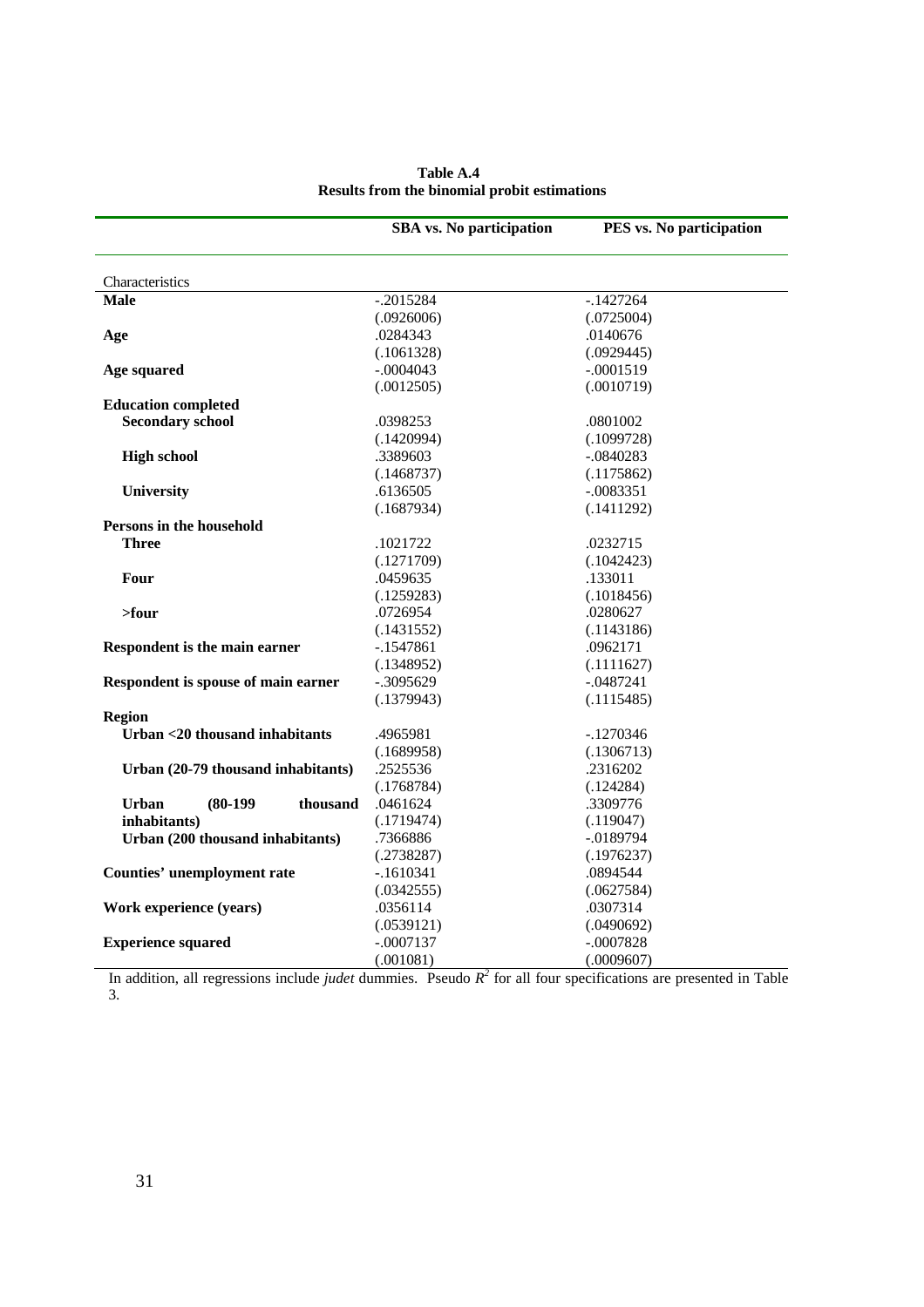**Table A.4**
**Results from the binomial probit estimations**

| | SBA vs. No participation | PES vs. No participation |
|---|---|---|
| Characteristics | | |
| **Male** | -.2015284 | -.1427264 |
| | (.0926006) | (.0725004) |
| **Age** | .0284343 | .0140676 |
| | (.1061328) | (.0929445) |
| **Age squared** | -.0004043 | -.0001519 |
| | (.0012505) | (.0010719) |
| **Education completed** | | |
| **Secondary school** | .0398253 | .0801002 |
| | (.1420994) | (.1099728) |
| **High school** | .3389603 | -.0840283 |
| | (.1468737) | (.1175862) |
| **University** | .6136505 | -.0083351 |
| | (.1687934) | (.1411292) |
| **Persons in the household** | | |
| **Three** | .1021722 | .0232715 |
| | (.1271709) | (.1042423) |
| **Four** | .0459635 | .133011 |
| | (.1259283) | (.1018456) |
| **>four** | .0726954 | .0280627 |
| | (.1431552) | (.1143186) |
| **Respondent is the main earner** | -.1547861 | .0962171 |
| | (.1348952) | (.1111627) |
| **Respondent is spouse of main earner** | -.3095629 | -.0487241 |
| | (.1379943) | (.1115485) |
| **Region** | | |
| **Urban <20 thousand inhabitants** | .4965981 | -.1270346 |
| | (.1689958) | (.1306713) |
| **Urban (20-79 thousand inhabitants)** | .2525536 | .2316202 |
| | (.1768784) | (.124284) |
| **Urban (80-199 thousand inhabitants)** | .0461624 | .3309776 |
| | (.1719474) | (.119047) |
| **Urban (200 thousand inhabitants)** | .7366886 | -.0189794 |
| | (.2738287) | (.1976237) |
| **Counties' unemployment rate** | -.1610341 | .0894544 |
| | (.0342555) | (.0627584) |
| **Work experience (years)** | .0356114 | .0307314 |
| | (.0539121) | (.0490692) |
| **Experience squared** | -.0007137 | -.0007828 |
| | (.001081) | (.0009607) |

In addition, all regressions include *judet* dummies. Pseudo $R^2$ for all four specifications are presented in Table 3.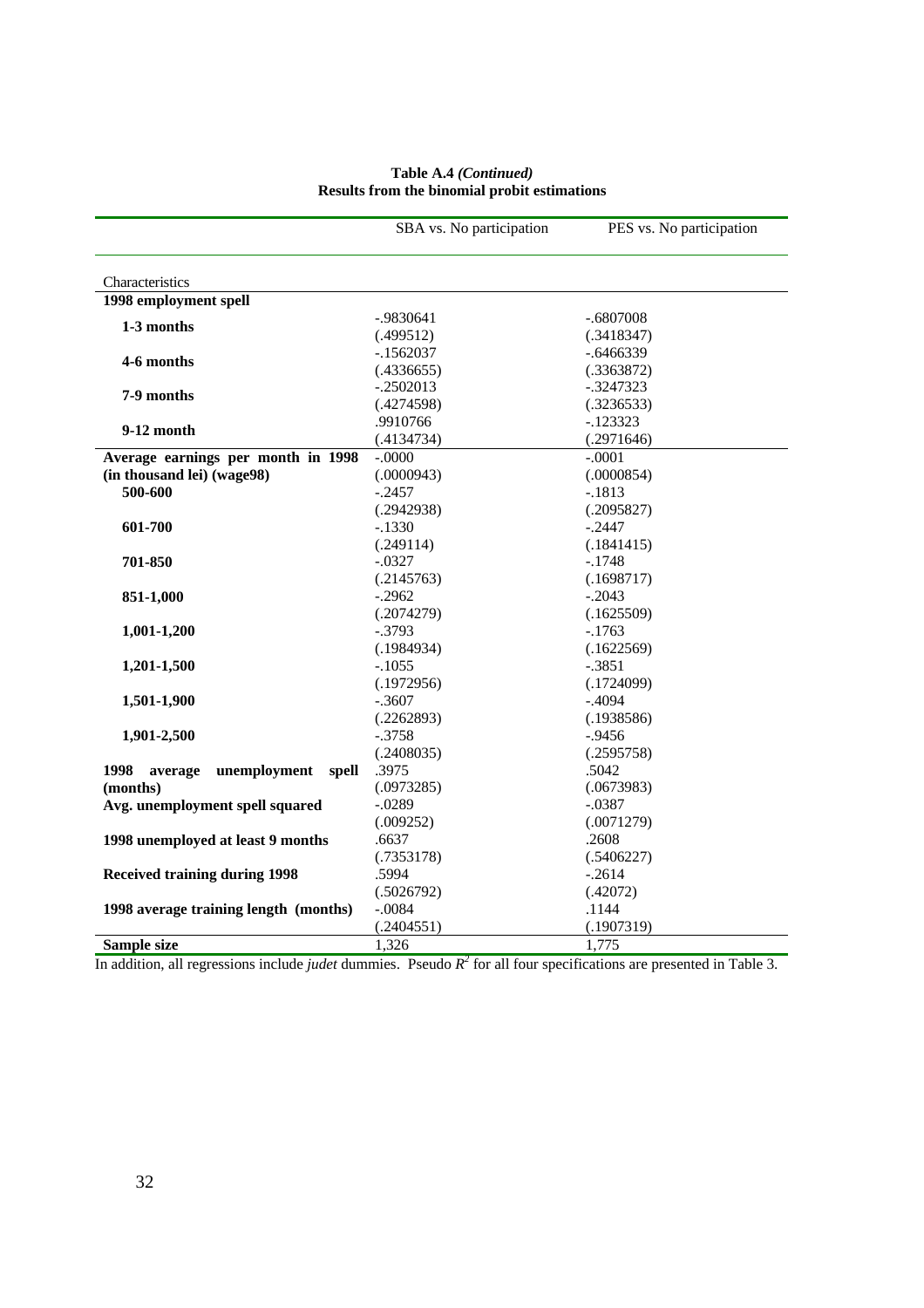**Table A.4** *(Continued)*
**Results from the binomial probit estimations**

| | SBA vs. No participation | PES vs. No participation |
|---|---|---|
| Characteristics | | |
| **1998 employment spell** | | |
| **1-3 months** | -.9830641 | -.6807008 |
| | (.499512) | (.3418347) |
| **4-6 months** | -.1562037 | -.6466339 |
| | (.4336655) | (.3363872) |
| **7-9 months** | -.2502013 | -.3247323 |
| | (.4274598) | (.3236533) |
| **9-12 month** | .9910766 | -.123323 |
| | (.4134734) | (.2971646) |
| **Average earnings per month in 1998 (in thousand lei) (wage98)** | -.0000 | -.0001 |
| | (.0000943) | (.0000854) |
| **500-600** | -.2457 | -.1813 |
| | (.2942938) | (.2095827) |
| **601-700** | -.1330 | -.2447 |
| | (.249114) | (.1841415) |
| **701-850** | -.0327 | -.1748 |
| | (.2145763) | (.1698717) |
| **851-1,000** | -.2962 | -.2043 |
| | (.2074279) | (.1625509) |
| **1,001-1,200** | -.3793 | -.1763 |
| | (.1984934) | (.1622569) |
| **1,201-1,500** | -.1055 | -.3851 |
| | (.1972956) | (.1724099) |
| **1,501-1,900** | -.3607 | -.4094 |
| | (.2262893) | (.1938586) |
| **1,901-2,500** | -.3758 | -.9456 |
| | (.2408035) | (.2595758) |
| **1998 average unemployment spell (months)** | .3975 | .5042 |
| | (.0973285) | (.0673983) |
| **Avg. unemployment spell squared** | -.0289 | -.0387 |
| | (.009252) | (.0071279) |
| **1998 unemployed at least 9 months** | .6637 | .2608 |
| | (.7353178) | (.5406227) |
| **Received training during 1998** | .5994 | -.2614 |
| | (.5026792) | (.42072) |
| **1998 average training length (months)** | -.0084 | .1144 |
| | (.2404551) | (.1907319) |
| **Sample size** | 1,326 | 1,775 |

In addition, all regressions include *judet* dummies. Pseudo $R^2$ for all four specifications are presented in Table 3.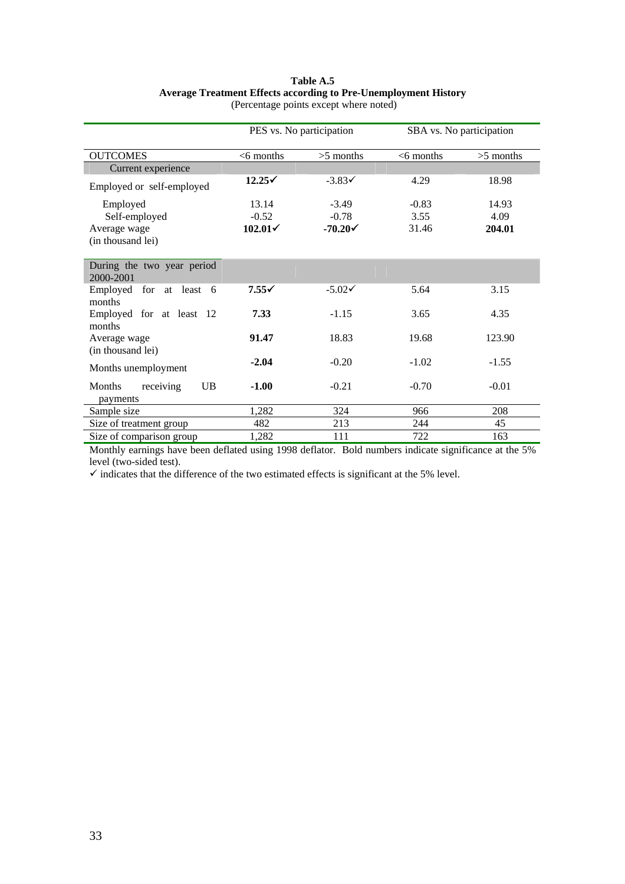**Table A.5**
**Average Treatment Effects according to Pre-Unemployment History**
(Percentage points except where noted)

| | PES vs. No participation | | SBA vs. No participation | |
|---|---|---|---|---|
| OUTCOMES | <6 months | >5 months | <6 months | >5 months |
| Current experience | | | | |
| Employed or self-employed | **12.25**✓ | -3.83✓ | 4.29 | 18.98 |
| Employed | 13.14 | -3.49 | -0.83 | 14.93 |
| Self-employed | -0.52 | -0.78 | 3.55 | 4.09 |
| Average wage (in thousand lei) | **102.01**✓ | **-70.20**✓ | 31.46 | **204.01** |
| During the two year period 2000-2001 | | | | |
| Employed for at least 6 months | **7.55**✓ | -5.02✓ | 5.64 | 3.15 |
| Employed for at least 12 months | **7.33** | -1.15 | 3.65 | 4.35 |
| Average wage (in thousand lei) | **91.47** | 18.83 | 19.68 | 123.90 |
| Months unemployment | **-2.04** | -0.20 | -1.02 | -1.55 |
| Months receiving UB payments | **-1.00** | -0.21 | -0.70 | -0.01 |
| Sample size | 1,282 | 324 | 966 | 208 |
| Size of treatment group | 482 | 213 | 244 | 45 |
| Size of comparison group | 1,282 | 111 | 722 | 163 |

Monthly earnings have been deflated using 1998 deflator. Bold numbers indicate significance at the 5% level (two-sided test).

✓ indicates that the difference of the two estimated effects is significant at the 5% level.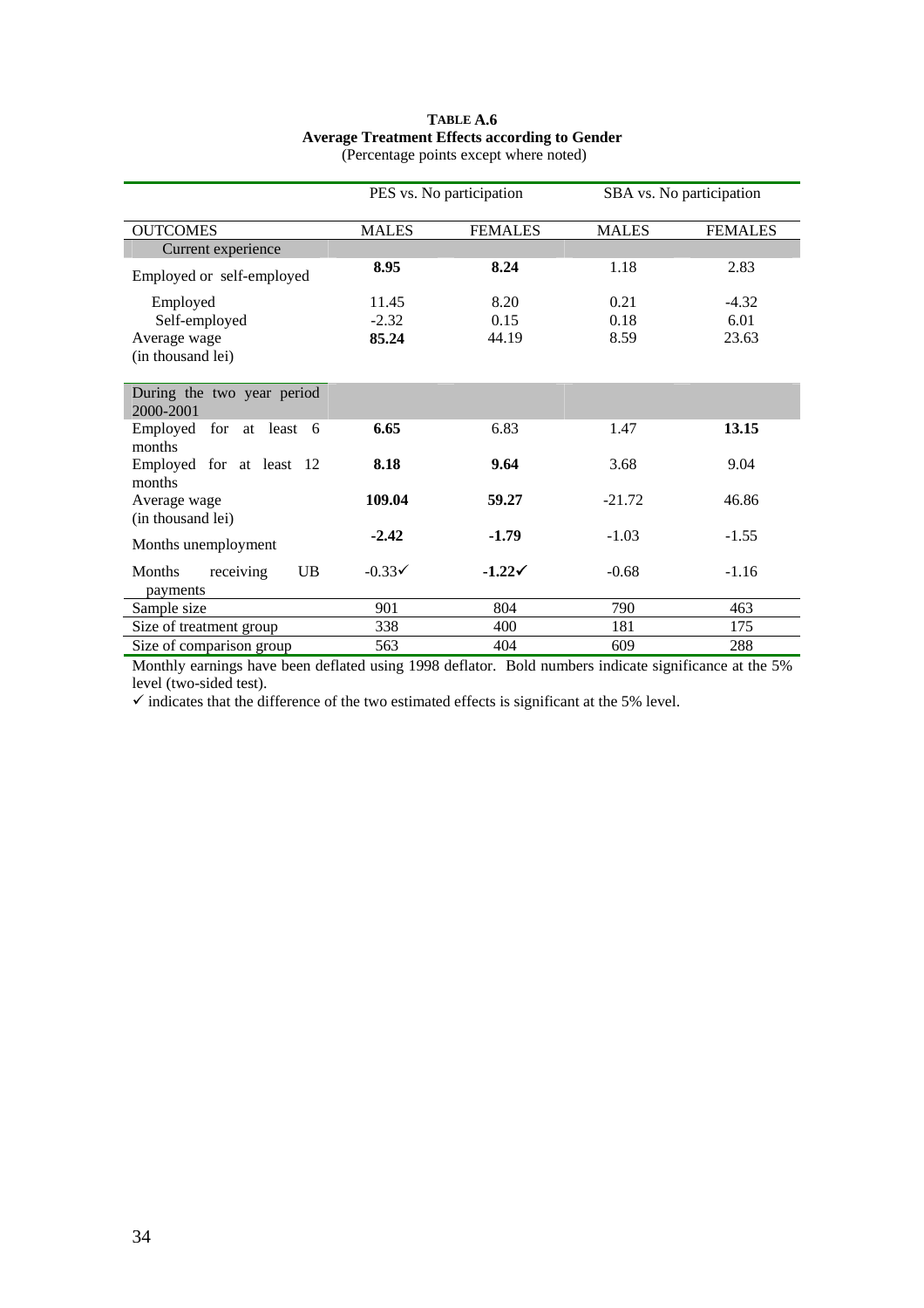**TABLE A.6**
**Average Treatment Effects according to Gender**
(Percentage points except where noted)

| | PES vs. No participation | | SBA vs. No participation | |
|---|---|---|---|---|
| OUTCOMES | MALES | FEMALES | MALES | FEMALES |
| *Current experience* | | | | |
| Employed or self-employed | **8.95** | **8.24** | 1.18 | 2.83 |
| Employed | 11.45 | 8.20 | 0.21 | -4.32 |
| Self-employed | -2.32 | 0.15 | 0.18 | 6.01 |
| Average wage (in thousand lei) | **85.24** | 44.19 | 8.59 | 23.63 |
| *During the two year period 2000-2001* | | | | |
| Employed for at least 6 months | **6.65** | 6.83 | 1.47 | **13.15** |
| Employed for at least 12 months | **8.18** | **9.64** | 3.68 | 9.04 |
| Average wage (in thousand lei) | **109.04** | **59.27** | -21.72 | 46.86 |
| Months unemployment | **-2.42** | **-1.79** | -1.03 | -1.55 |
| Months receiving UB payments | -0.33✓ | **-1.22✓** | -0.68 | -1.16 |
| Sample size | 901 | 804 | 790 | 463 |
| Size of treatment group | 338 | 400 | 181 | 175 |
| Size of comparison group | 563 | 404 | 609 | 288 |

Monthly earnings have been deflated using 1998 deflator. Bold numbers indicate significance at the 5% level (two-sided test).

✓ indicates that the difference of the two estimated effects is significant at the 5% level.